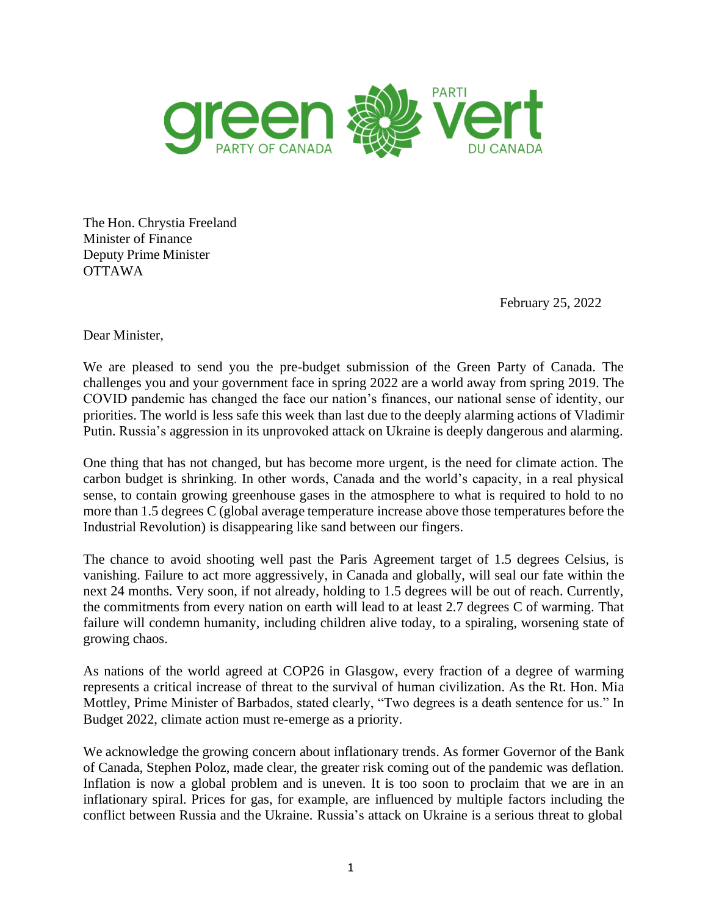green PARTY OF CANADA | PARTI vert DU CANADA

The Hon. Chrystia Freeland
Minister of Finance
Deputy Prime Minister
OTTAWA

February 25, 2022

Dear Minister,

We are pleased to send you the pre-budget submission of the Green Party of Canada. The challenges you and your government face in spring 2022 are a world away from spring 2019. The COVID pandemic has changed the face our nation's finances, our national sense of identity, our priorities. The world is less safe this week than last due to the deeply alarming actions of Vladimir Putin. Russia's aggression in its unprovoked attack on Ukraine is deeply dangerous and alarming.

One thing that has not changed, but has become more urgent, is the need for climate action. The carbon budget is shrinking. In other words, Canada and the world's capacity, in a real physical sense, to contain growing greenhouse gases in the atmosphere to what is required to hold to no more than 1.5 degrees C (global average temperature increase above those temperatures before the Industrial Revolution) is disappearing like sand between our fingers.

The chance to avoid shooting well past the Paris Agreement target of 1.5 degrees Celsius, is vanishing. Failure to act more aggressively, in Canada and globally, will seal our fate within the next 24 months. Very soon, if not already, holding to 1.5 degrees will be out of reach. Currently, the commitments from every nation on earth will lead to at least 2.7 degrees C of warming. That failure will condemn humanity, including children alive today, to a spiraling, worsening state of growing chaos.

As nations of the world agreed at COP26 in Glasgow, every fraction of a degree of warming represents a critical increase of threat to the survival of human civilization. As the Rt. Hon. Mia Mottley, Prime Minister of Barbados, stated clearly, "Two degrees is a death sentence for us." In Budget 2022, climate action must re-emerge as a priority.

We acknowledge the growing concern about inflationary trends. As former Governor of the Bank of Canada, Stephen Poloz, made clear, the greater risk coming out of the pandemic was deflation. Inflation is now a global problem and is uneven. It is too soon to proclaim that we are in an inflationary spiral. Prices for gas, for example, are influenced by multiple factors including the conflict between Russia and the Ukraine. Russia's attack on Ukraine is a serious threat to global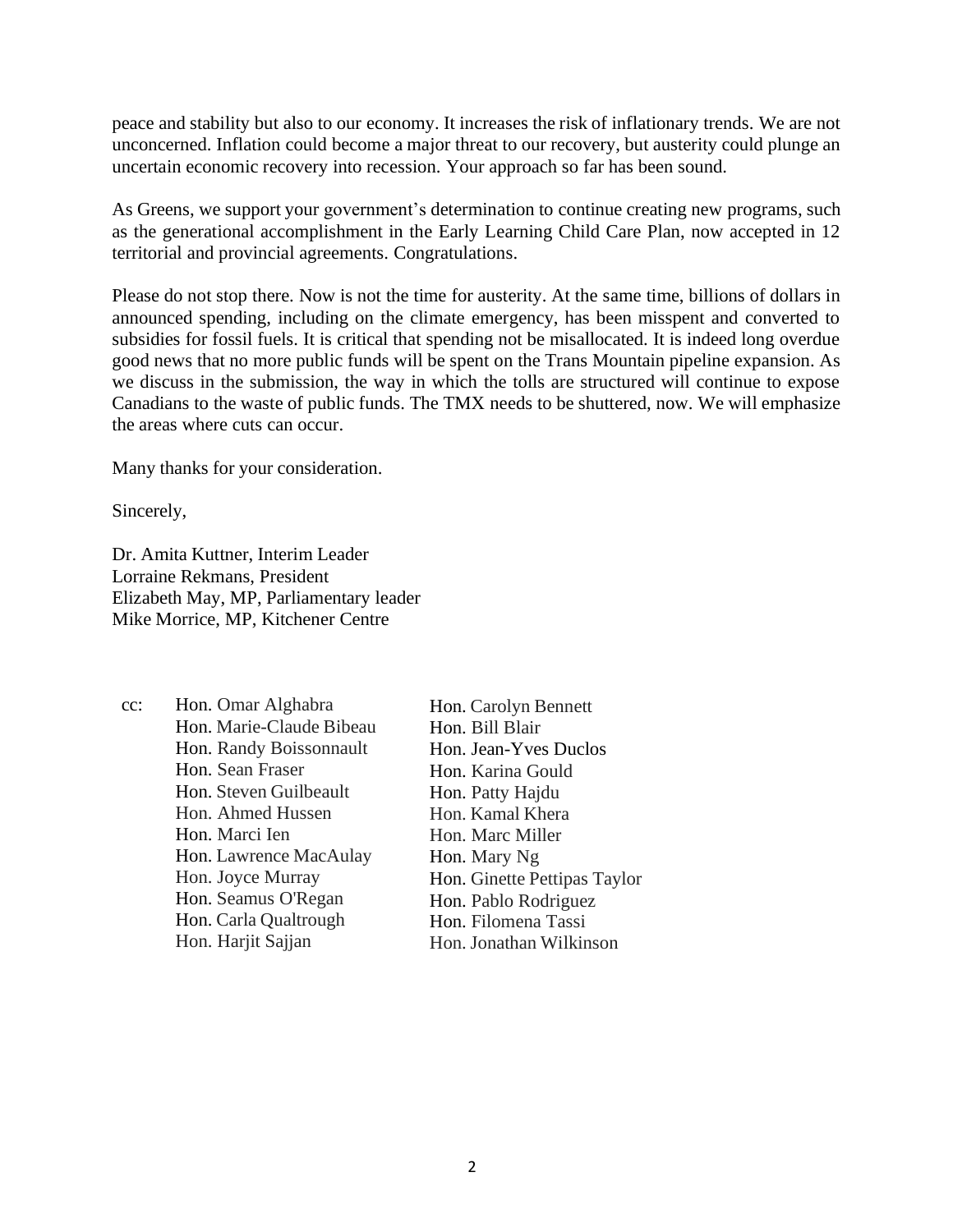peace and stability but also to our economy. It increases the risk of inflationary trends. We are not unconcerned. Inflation could become a major threat to our recovery, but austerity could plunge an uncertain economic recovery into recession. Your approach so far has been sound.

As Greens, we support your government's determination to continue creating new programs, such as the generational accomplishment in the Early Learning Child Care Plan, now accepted in 12 territorial and provincial agreements. Congratulations.

Please do not stop there. Now is not the time for austerity. At the same time, billions of dollars in announced spending, including on the climate emergency, has been misspent and converted to subsidies for fossil fuels. It is critical that spending not be misallocated. It is indeed long overdue good news that no more public funds will be spent on the Trans Mountain pipeline expansion. As we discuss in the submission, the way in which the tolls are structured will continue to expose Canadians to the waste of public funds. The TMX needs to be shuttered, now. We will emphasize the areas where cuts can occur.

Many thanks for your consideration.

Sincerely,

Dr. Amita Kuttner, Interim Leader
Lorraine Rekmans, President
Elizabeth May, MP, Parliamentary leader
Mike Morrice, MP, Kitchener Centre

cc:
Hon. Omar Alghabra
Hon. Marie-Claude Bibeau
Hon. Randy Boissonnault
Hon. Sean Fraser
Hon. Steven Guilbeault
Hon. Ahmed Hussen
Hon. Marci Ien
Hon. Lawrence MacAulay
Hon. Joyce Murray
Hon. Seamus O'Regan
Hon. Carla Qualtrough
Hon. Harjit Sajjan
Hon. Carolyn Bennett
Hon. Bill Blair
Hon. Jean-Yves Duclos
Hon. Karina Gould
Hon. Patty Hajdu
Hon. Kamal Khera
Hon. Marc Miller
Hon. Mary Ng
Hon. Ginette Pettipas Taylor
Hon. Pablo Rodriguez
Hon. Filomena Tassi
Hon. Jonathan Wilkinson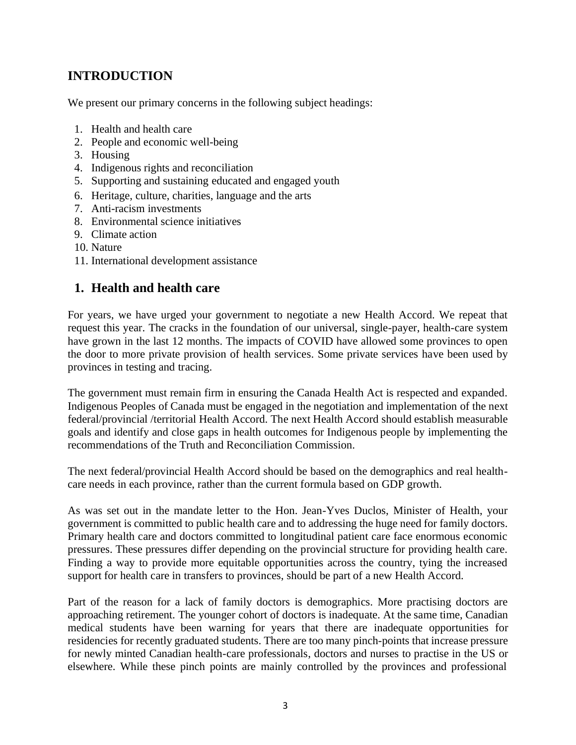## INTRODUCTION

We present our primary concerns in the following subject headings:

1. Health and health care
2. People and economic well-being
3. Housing
4. Indigenous rights and reconciliation
5. Supporting and sustaining educated and engaged youth
6. Heritage, culture, charities, language and the arts
7. Anti-racism investments
8. Environmental science initiatives
9. Climate action
10. Nature
11. International development assistance

## 1. Health and health care

For years, we have urged your government to negotiate a new Health Accord. We repeat that request this year. The cracks in the foundation of our universal, single-payer, health-care system have grown in the last 12 months. The impacts of COVID have allowed some provinces to open the door to more private provision of health services. Some private services have been used by provinces in testing and tracing.

The government must remain firm in ensuring the Canada Health Act is respected and expanded. Indigenous Peoples of Canada must be engaged in the negotiation and implementation of the next federal/provincial /territorial Health Accord. The next Health Accord should establish measurable goals and identify and close gaps in health outcomes for Indigenous people by implementing the recommendations of the Truth and Reconciliation Commission.

The next federal/provincial Health Accord should be based on the demographics and real health-care needs in each province, rather than the current formula based on GDP growth.

As was set out in the mandate letter to the Hon. Jean-Yves Duclos, Minister of Health, your government is committed to public health care and to addressing the huge need for family doctors. Primary health care and doctors committed to longitudinal patient care face enormous economic pressures. These pressures differ depending on the provincial structure for providing health care. Finding a way to provide more equitable opportunities across the country, tying the increased support for health care in transfers to provinces, should be part of a new Health Accord.

Part of the reason for a lack of family doctors is demographics. More practising doctors are approaching retirement. The younger cohort of doctors is inadequate. At the same time, Canadian medical students have been warning for years that there are inadequate opportunities for residencies for recently graduated students. There are too many pinch-points that increase pressure for newly minted Canadian health-care professionals, doctors and nurses to practise in the US or elsewhere. While these pinch points are mainly controlled by the provinces and professional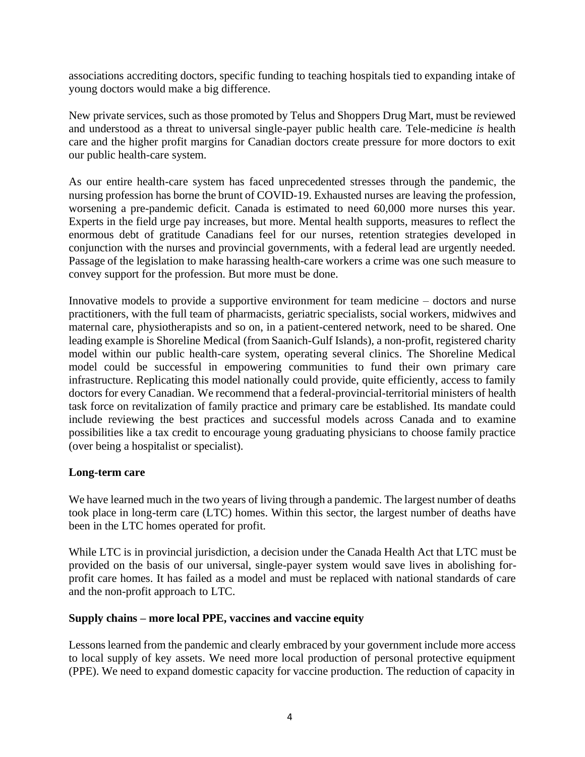associations accrediting doctors, specific funding to teaching hospitals tied to expanding intake of young doctors would make a big difference.

New private services, such as those promoted by Telus and Shoppers Drug Mart, must be reviewed and understood as a threat to universal single-payer public health care. Tele-medicine *is* health care and the higher profit margins for Canadian doctors create pressure for more doctors to exit our public health-care system.

As our entire health-care system has faced unprecedented stresses through the pandemic, the nursing profession has borne the brunt of COVID-19. Exhausted nurses are leaving the profession, worsening a pre-pandemic deficit. Canada is estimated to need 60,000 more nurses this year. Experts in the field urge pay increases, but more. Mental health supports, measures to reflect the enormous debt of gratitude Canadians feel for our nurses, retention strategies developed in conjunction with the nurses and provincial governments, with a federal lead are urgently needed. Passage of the legislation to make harassing health-care workers a crime was one such measure to convey support for the profession. But more must be done.

Innovative models to provide a supportive environment for team medicine – doctors and nurse practitioners, with the full team of pharmacists, geriatric specialists, social workers, midwives and maternal care, physiotherapists and so on, in a patient-centered network, need to be shared. One leading example is Shoreline Medical (from Saanich-Gulf Islands), a non-profit, registered charity model within our public health-care system, operating several clinics. The Shoreline Medical model could be successful in empowering communities to fund their own primary care infrastructure. Replicating this model nationally could provide, quite efficiently, access to family doctors for every Canadian. We recommend that a federal-provincial-territorial ministers of health task force on revitalization of family practice and primary care be established. Its mandate could include reviewing the best practices and successful models across Canada and to examine possibilities like a tax credit to encourage young graduating physicians to choose family practice (over being a hospitalist or specialist).

**Long-term care**

We have learned much in the two years of living through a pandemic. The largest number of deaths took place in long-term care (LTC) homes. Within this sector, the largest number of deaths have been in the LTC homes operated for profit.

While LTC is in provincial jurisdiction, a decision under the Canada Health Act that LTC must be provided on the basis of our universal, single-payer system would save lives in abolishing for-profit care homes. It has failed as a model and must be replaced with national standards of care and the non-profit approach to LTC.

**Supply chains – more local PPE, vaccines and vaccine equity**

Lessons learned from the pandemic and clearly embraced by your government include more access to local supply of key assets. We need more local production of personal protective equipment (PPE). We need to expand domestic capacity for vaccine production. The reduction of capacity in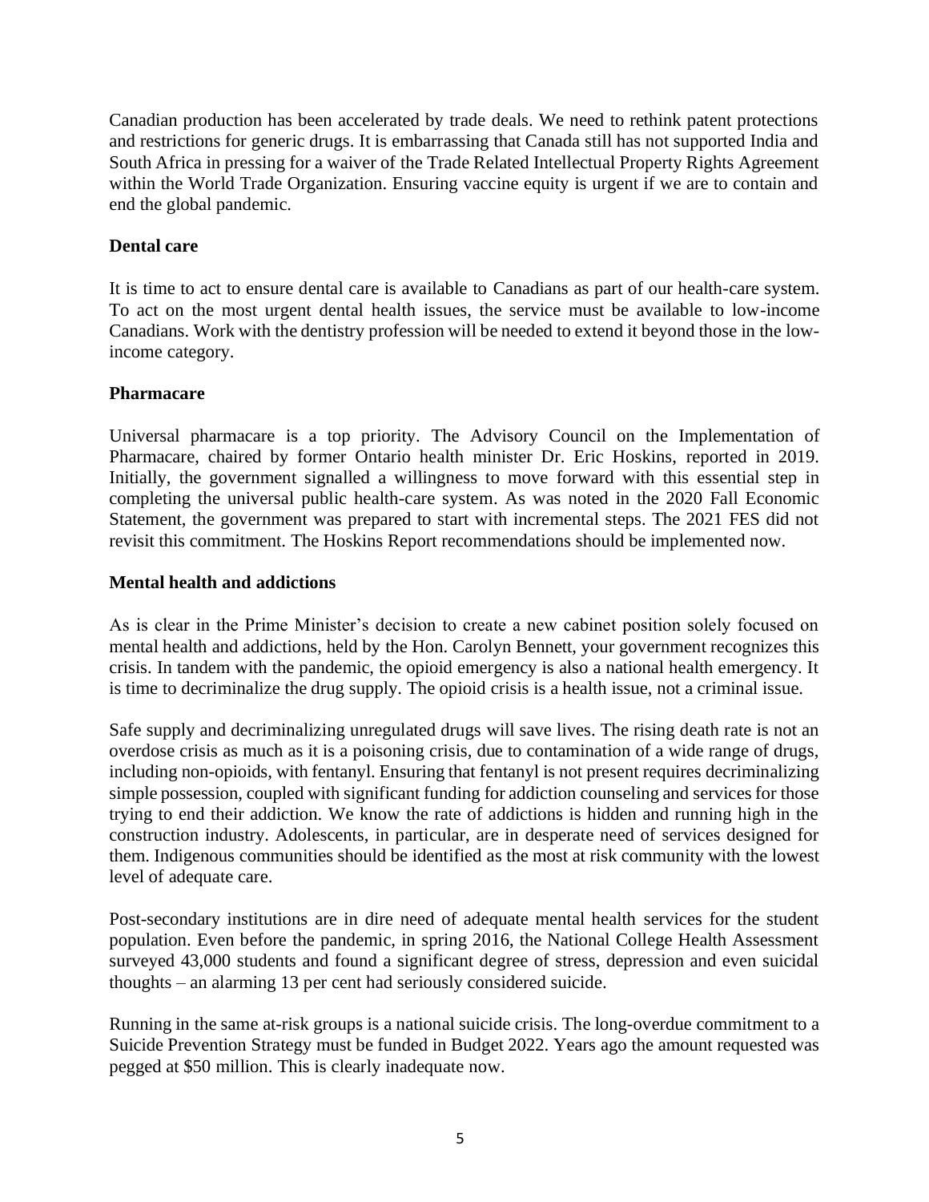Canadian production has been accelerated by trade deals. We need to rethink patent protections and restrictions for generic drugs. It is embarrassing that Canada still has not supported India and South Africa in pressing for a waiver of the Trade Related Intellectual Property Rights Agreement within the World Trade Organization. Ensuring vaccine equity is urgent if we are to contain and end the global pandemic.

**Dental care**

It is time to act to ensure dental care is available to Canadians as part of our health-care system. To act on the most urgent dental health issues, the service must be available to low-income Canadians. Work with the dentistry profession will be needed to extend it beyond those in the low-income category.

**Pharmacare**

Universal pharmacare is a top priority. The Advisory Council on the Implementation of Pharmacare, chaired by former Ontario health minister Dr. Eric Hoskins, reported in 2019. Initially, the government signalled a willingness to move forward with this essential step in completing the universal public health-care system. As was noted in the 2020 Fall Economic Statement, the government was prepared to start with incremental steps. The 2021 FES did not revisit this commitment. The Hoskins Report recommendations should be implemented now.

**Mental health and addictions**

As is clear in the Prime Minister's decision to create a new cabinet position solely focused on mental health and addictions, held by the Hon. Carolyn Bennett, your government recognizes this crisis. In tandem with the pandemic, the opioid emergency is also a national health emergency. It is time to decriminalize the drug supply. The opioid crisis is a health issue, not a criminal issue.

Safe supply and decriminalizing unregulated drugs will save lives. The rising death rate is not an overdose crisis as much as it is a poisoning crisis, due to contamination of a wide range of drugs, including non-opioids, with fentanyl. Ensuring that fentanyl is not present requires decriminalizing simple possession, coupled with significant funding for addiction counseling and services for those trying to end their addiction. We know the rate of addictions is hidden and running high in the construction industry. Adolescents, in particular, are in desperate need of services designed for them. Indigenous communities should be identified as the most at risk community with the lowest level of adequate care.

Post-secondary institutions are in dire need of adequate mental health services for the student population. Even before the pandemic, in spring 2016, the National College Health Assessment surveyed 43,000 students and found a significant degree of stress, depression and even suicidal thoughts – an alarming 13 per cent had seriously considered suicide.

Running in the same at-risk groups is a national suicide crisis. The long-overdue commitment to a Suicide Prevention Strategy must be funded in Budget 2022. Years ago the amount requested was pegged at $50 million. This is clearly inadequate now.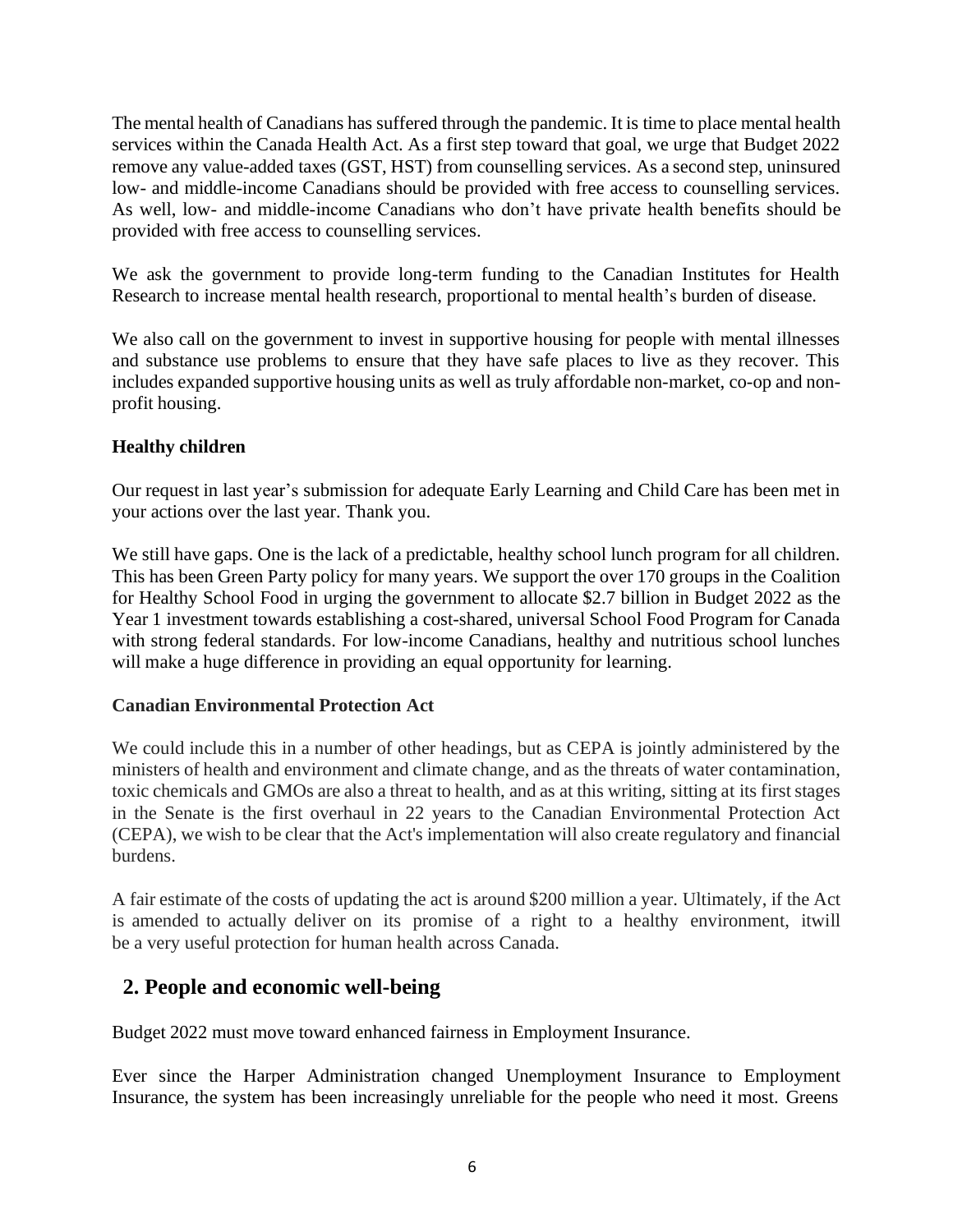The mental health of Canadians has suffered through the pandemic. It is time to place mental health services within the Canada Health Act. As a first step toward that goal, we urge that Budget 2022 remove any value-added taxes (GST, HST) from counselling services. As a second step, uninsured low- and middle-income Canadians should be provided with free access to counselling services. As well, low- and middle-income Canadians who don't have private health benefits should be provided with free access to counselling services.

We ask the government to provide long-term funding to the Canadian Institutes for Health Research to increase mental health research, proportional to mental health's burden of disease.

We also call on the government to invest in supportive housing for people with mental illnesses and substance use problems to ensure that they have safe places to live as they recover. This includes expanded supportive housing units as well as truly affordable non-market, co-op and non-profit housing.

**Healthy children**

Our request in last year's submission for adequate Early Learning and Child Care has been met in your actions over the last year. Thank you.

We still have gaps. One is the lack of a predictable, healthy school lunch program for all children. This has been Green Party policy for many years. We support the over 170 groups in the Coalition for Healthy School Food in urging the government to allocate $2.7 billion in Budget 2022 as the Year 1 investment towards establishing a cost-shared, universal School Food Program for Canada with strong federal standards. For low-income Canadians, healthy and nutritious school lunches will make a huge difference in providing an equal opportunity for learning.

**Canadian Environmental Protection Act**

We could include this in a number of other headings, but as CEPA is jointly administered by the ministers of health and environment and climate change, and as the threats of water contamination, toxic chemicals and GMOs are also a threat to health, and as at this writing, sitting at its first stages in the Senate is the first overhaul in 22 years to the Canadian Environmental Protection Act (CEPA), we wish to be clear that the Act's implementation will also create regulatory and financial burdens.

A fair estimate of the costs of updating the act is around $200 million a year. Ultimately, if the Act is amended to actually deliver on its promise of a right to a healthy environment, itwill be a very useful protection for human health across Canada.

## 2. People and economic well-being

Budget 2022 must move toward enhanced fairness in Employment Insurance.

Ever since the Harper Administration changed Unemployment Insurance to Employment Insurance, the system has been increasingly unreliable for the people who need it most. Greens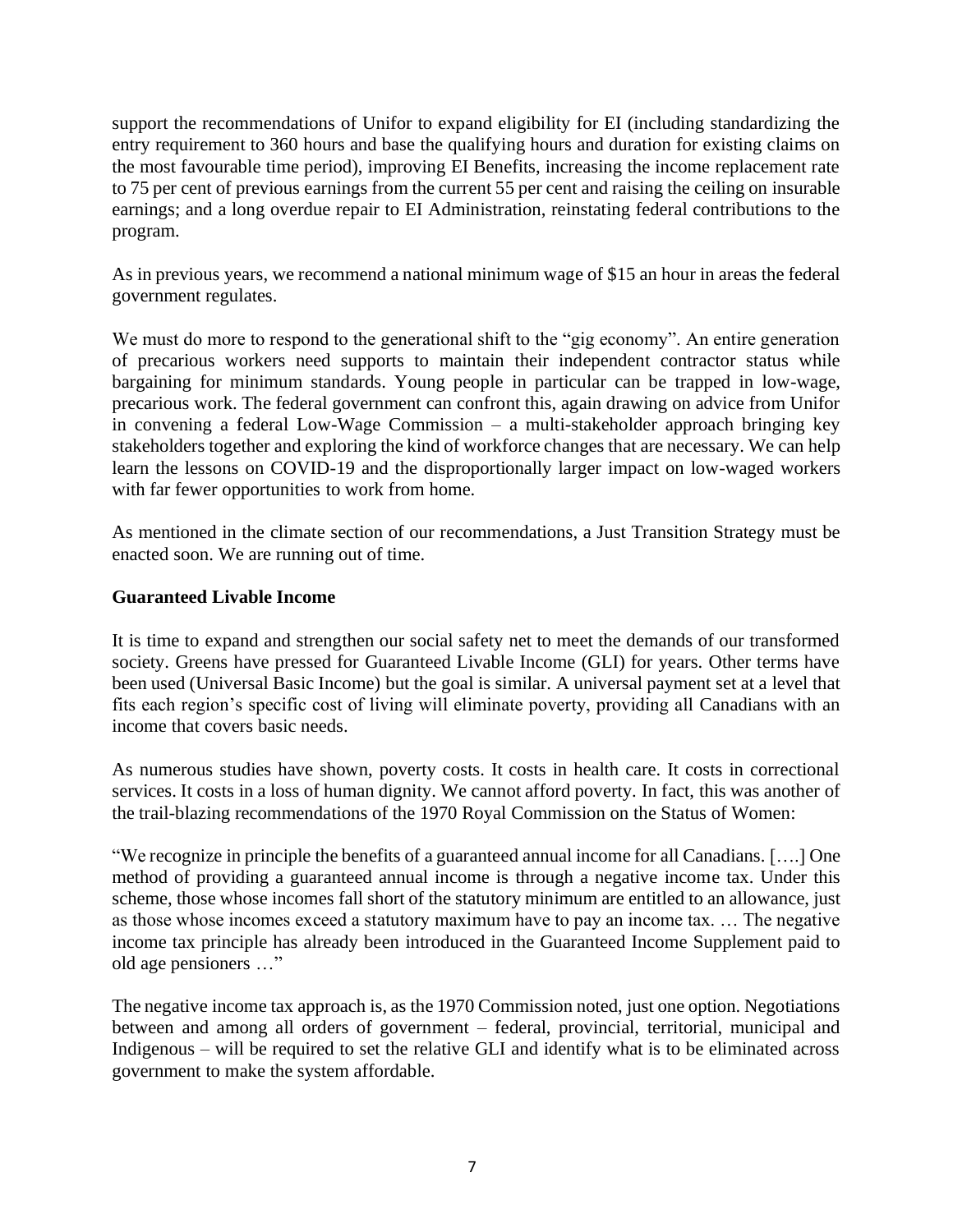support the recommendations of Unifor to expand eligibility for EI (including standardizing the entry requirement to 360 hours and base the qualifying hours and duration for existing claims on the most favourable time period), improving EI Benefits, increasing the income replacement rate to 75 per cent of previous earnings from the current 55 per cent and raising the ceiling on insurable earnings; and a long overdue repair to EI Administration, reinstating federal contributions to the program.

As in previous years, we recommend a national minimum wage of $15 an hour in areas the federal government regulates.

We must do more to respond to the generational shift to the "gig economy". An entire generation of precarious workers need supports to maintain their independent contractor status while bargaining for minimum standards. Young people in particular can be trapped in low-wage, precarious work. The federal government can confront this, again drawing on advice from Unifor in convening a federal Low-Wage Commission – a multi-stakeholder approach bringing key stakeholders together and exploring the kind of workforce changes that are necessary. We can help learn the lessons on COVID-19 and the disproportionally larger impact on low-waged workers with far fewer opportunities to work from home.

As mentioned in the climate section of our recommendations, a Just Transition Strategy must be enacted soon. We are running out of time.

**Guaranteed Livable Income**

It is time to expand and strengthen our social safety net to meet the demands of our transformed society. Greens have pressed for Guaranteed Livable Income (GLI) for years. Other terms have been used (Universal Basic Income) but the goal is similar. A universal payment set at a level that fits each region's specific cost of living will eliminate poverty, providing all Canadians with an income that covers basic needs.

As numerous studies have shown, poverty costs. It costs in health care. It costs in correctional services. It costs in a loss of human dignity. We cannot afford poverty. In fact, this was another of the trail-blazing recommendations of the 1970 Royal Commission on the Status of Women:

"We recognize in principle the benefits of a guaranteed annual income for all Canadians. [….] One method of providing a guaranteed annual income is through a negative income tax. Under this scheme, those whose incomes fall short of the statutory minimum are entitled to an allowance, just as those whose incomes exceed a statutory maximum have to pay an income tax. … The negative income tax principle has already been introduced in the Guaranteed Income Supplement paid to old age pensioners …"

The negative income tax approach is, as the 1970 Commission noted, just one option. Negotiations between and among all orders of government – federal, provincial, territorial, municipal and Indigenous – will be required to set the relative GLI and identify what is to be eliminated across government to make the system affordable.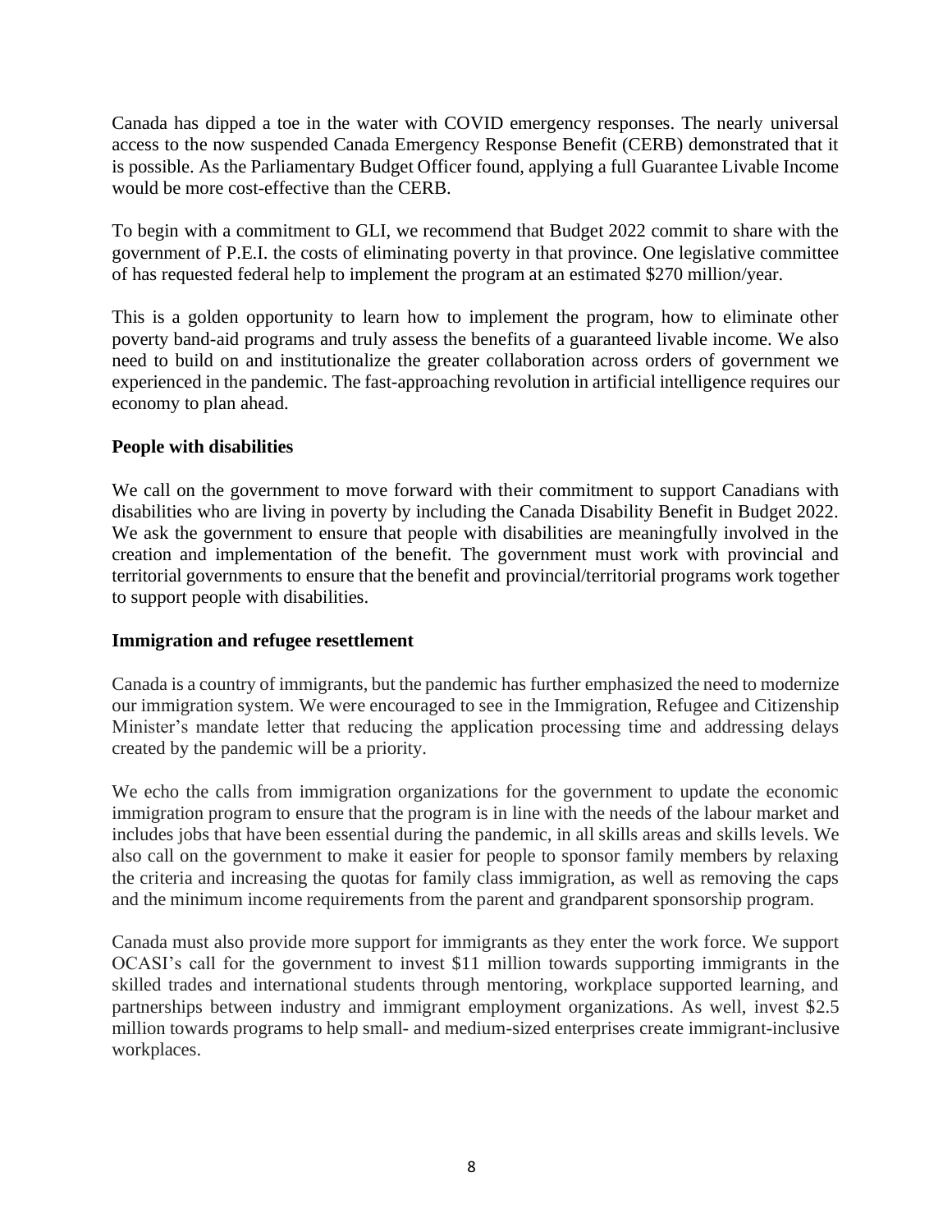Canada has dipped a toe in the water with COVID emergency responses. The nearly universal access to the now suspended Canada Emergency Response Benefit (CERB) demonstrated that it is possible. As the Parliamentary Budget Officer found, applying a full Guarantee Livable Income would be more cost-effective than the CERB.

To begin with a commitment to GLI, we recommend that Budget 2022 commit to share with the government of P.E.I. the costs of eliminating poverty in that province. One legislative committee of has requested federal help to implement the program at an estimated $270 million/year.

This is a golden opportunity to learn how to implement the program, how to eliminate other poverty band-aid programs and truly assess the benefits of a guaranteed livable income. We also need to build on and institutionalize the greater collaboration across orders of government we experienced in the pandemic. The fast-approaching revolution in artificial intelligence requires our economy to plan ahead.

**People with disabilities**

We call on the government to move forward with their commitment to support Canadians with disabilities who are living in poverty by including the Canada Disability Benefit in Budget 2022. We ask the government to ensure that people with disabilities are meaningfully involved in the creation and implementation of the benefit. The government must work with provincial and territorial governments to ensure that the benefit and provincial/territorial programs work together to support people with disabilities.

**Immigration and refugee resettlement**

Canada is a country of immigrants, but the pandemic has further emphasized the need to modernize our immigration system. We were encouraged to see in the Immigration, Refugee and Citizenship Minister's mandate letter that reducing the application processing time and addressing delays created by the pandemic will be a priority.

We echo the calls from immigration organizations for the government to update the economic immigration program to ensure that the program is in line with the needs of the labour market and includes jobs that have been essential during the pandemic, in all skills areas and skills levels. We also call on the government to make it easier for people to sponsor family members by relaxing the criteria and increasing the quotas for family class immigration, as well as removing the caps and the minimum income requirements from the parent and grandparent sponsorship program.

Canada must also provide more support for immigrants as they enter the work force. We support OCASI's call for the government to invest $11 million towards supporting immigrants in the skilled trades and international students through mentoring, workplace supported learning, and partnerships between industry and immigrant employment organizations. As well, invest $2.5 million towards programs to help small- and medium-sized enterprises create immigrant-inclusive workplaces.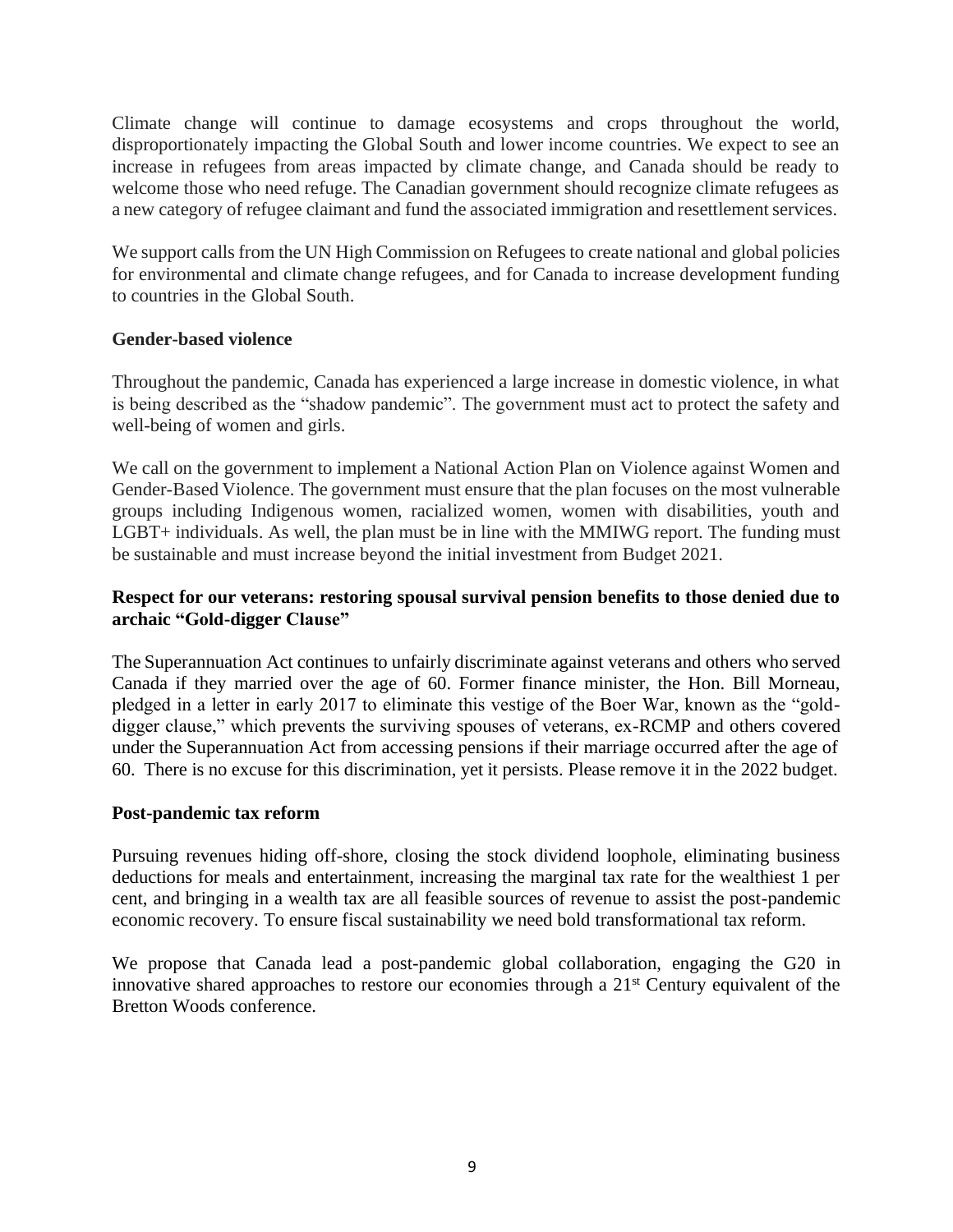Climate change will continue to damage ecosystems and crops throughout the world, disproportionately impacting the Global South and lower income countries. We expect to see an increase in refugees from areas impacted by climate change, and Canada should be ready to welcome those who need refuge. The Canadian government should recognize climate refugees as a new category of refugee claimant and fund the associated immigration and resettlement services.

We support calls from the UN High Commission on Refugees to create national and global policies for environmental and climate change refugees, and for Canada to increase development funding to countries in the Global South.

**Gender-based violence**

Throughout the pandemic, Canada has experienced a large increase in domestic violence, in what is being described as the "shadow pandemic". The government must act to protect the safety and well-being of women and girls.

We call on the government to implement a National Action Plan on Violence against Women and Gender-Based Violence. The government must ensure that the plan focuses on the most vulnerable groups including Indigenous women, racialized women, women with disabilities, youth and LGBT+ individuals. As well, the plan must be in line with the MMIWG report. The funding must be sustainable and must increase beyond the initial investment from Budget 2021.

**Respect for our veterans: restoring spousal survival pension benefits to those denied due to archaic "Gold-digger Clause"**

The Superannuation Act continues to unfairly discriminate against veterans and others who served Canada if they married over the age of 60. Former finance minister, the Hon. Bill Morneau, pledged in a letter in early 2017 to eliminate this vestige of the Boer War, known as the "gold-digger clause," which prevents the surviving spouses of veterans, ex-RCMP and others covered under the Superannuation Act from accessing pensions if their marriage occurred after the age of 60. There is no excuse for this discrimination, yet it persists. Please remove it in the 2022 budget.

**Post-pandemic tax reform**

Pursuing revenues hiding off-shore, closing the stock dividend loophole, eliminating business deductions for meals and entertainment, increasing the marginal tax rate for the wealthiest 1 per cent, and bringing in a wealth tax are all feasible sources of revenue to assist the post-pandemic economic recovery. To ensure fiscal sustainability we need bold transformational tax reform.

We propose that Canada lead a post-pandemic global collaboration, engaging the G20 in innovative shared approaches to restore our economies through a 21st Century equivalent of the Bretton Woods conference.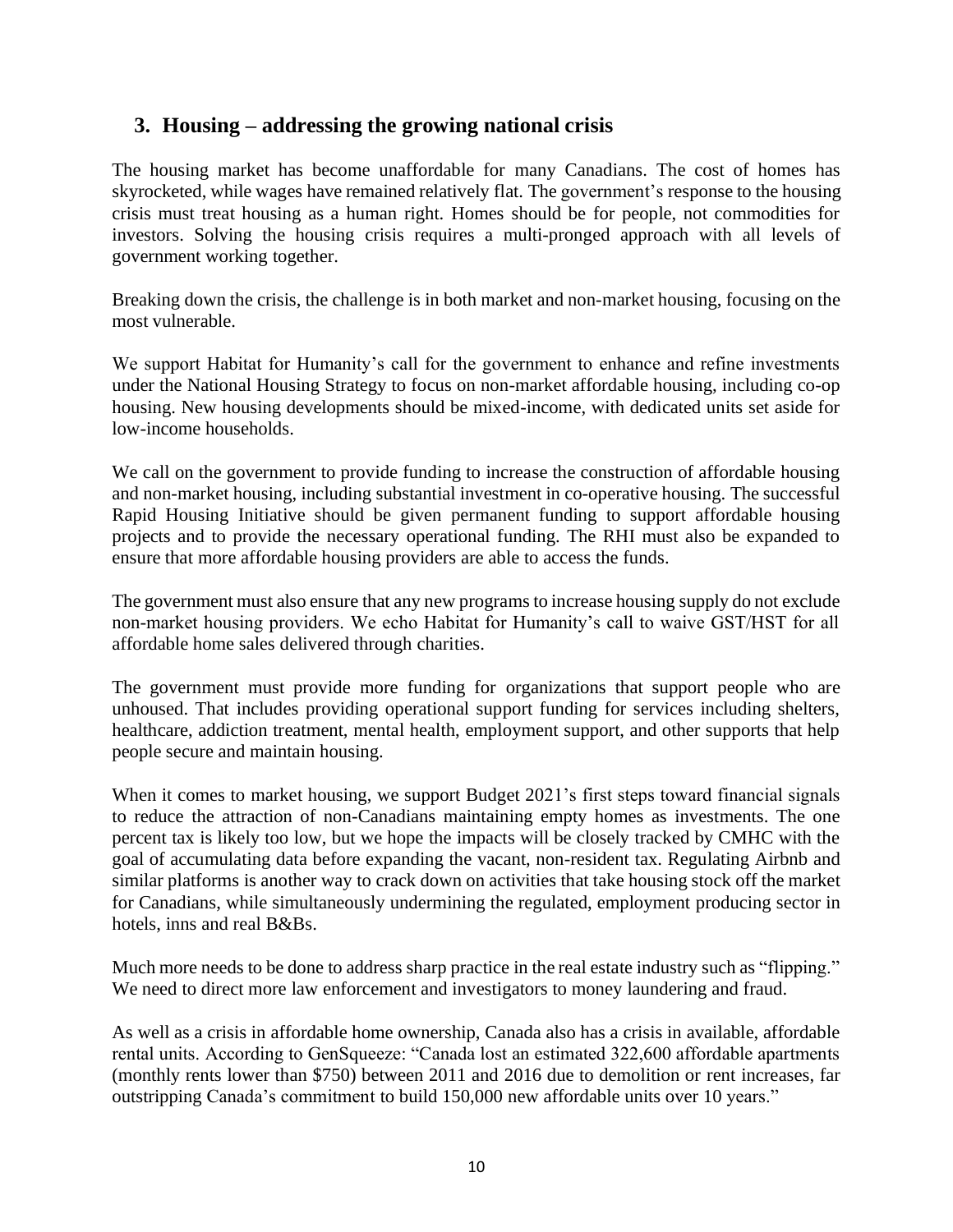## 3. Housing – addressing the growing national crisis

The housing market has become unaffordable for many Canadians. The cost of homes has skyrocketed, while wages have remained relatively flat. The government's response to the housing crisis must treat housing as a human right. Homes should be for people, not commodities for investors. Solving the housing crisis requires a multi-pronged approach with all levels of government working together.

Breaking down the crisis, the challenge is in both market and non-market housing, focusing on the most vulnerable.

We support Habitat for Humanity's call for the government to enhance and refine investments under the National Housing Strategy to focus on non-market affordable housing, including co-op housing. New housing developments should be mixed-income, with dedicated units set aside for low-income households.

We call on the government to provide funding to increase the construction of affordable housing and non-market housing, including substantial investment in co-operative housing. The successful Rapid Housing Initiative should be given permanent funding to support affordable housing projects and to provide the necessary operational funding. The RHI must also be expanded to ensure that more affordable housing providers are able to access the funds.

The government must also ensure that any new programs to increase housing supply do not exclude non-market housing providers. We echo Habitat for Humanity's call to waive GST/HST for all affordable home sales delivered through charities.

The government must provide more funding for organizations that support people who are unhoused. That includes providing operational support funding for services including shelters, healthcare, addiction treatment, mental health, employment support, and other supports that help people secure and maintain housing.

When it comes to market housing, we support Budget 2021's first steps toward financial signals to reduce the attraction of non-Canadians maintaining empty homes as investments. The one percent tax is likely too low, but we hope the impacts will be closely tracked by CMHC with the goal of accumulating data before expanding the vacant, non-resident tax. Regulating Airbnb and similar platforms is another way to crack down on activities that take housing stock off the market for Canadians, while simultaneously undermining the regulated, employment producing sector in hotels, inns and real B&Bs.

Much more needs to be done to address sharp practice in the real estate industry such as "flipping." We need to direct more law enforcement and investigators to money laundering and fraud.

As well as a crisis in affordable home ownership, Canada also has a crisis in available, affordable rental units. According to GenSqueeze: "Canada lost an estimated 322,600 affordable apartments (monthly rents lower than $750) between 2011 and 2016 due to demolition or rent increases, far outstripping Canada's commitment to build 150,000 new affordable units over 10 years."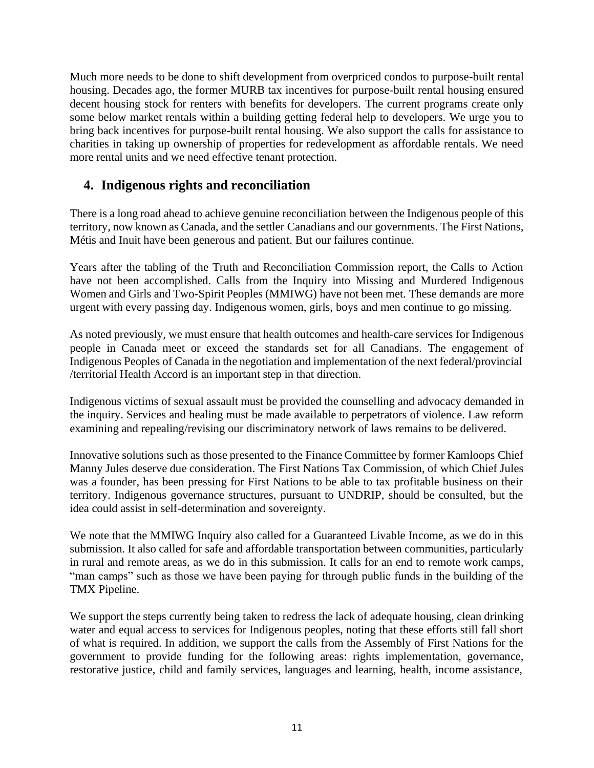Much more needs to be done to shift development from overpriced condos to purpose-built rental housing. Decades ago, the former MURB tax incentives for purpose-built rental housing ensured decent housing stock for renters with benefits for developers. The current programs create only some below market rentals within a building getting federal help to developers. We urge you to bring back incentives for purpose-built rental housing. We also support the calls for assistance to charities in taking up ownership of properties for redevelopment as affordable rentals. We need more rental units and we need effective tenant protection.

## 4. Indigenous rights and reconciliation

There is a long road ahead to achieve genuine reconciliation between the Indigenous people of this territory, now known as Canada, and the settler Canadians and our governments. The First Nations, Métis and Inuit have been generous and patient. But our failures continue.

Years after the tabling of the Truth and Reconciliation Commission report, the Calls to Action have not been accomplished. Calls from the Inquiry into Missing and Murdered Indigenous Women and Girls and Two-Spirit Peoples (MMIWG) have not been met. These demands are more urgent with every passing day. Indigenous women, girls, boys and men continue to go missing.

As noted previously, we must ensure that health outcomes and health-care services for Indigenous people in Canada meet or exceed the standards set for all Canadians. The engagement of Indigenous Peoples of Canada in the negotiation and implementation of the next federal/provincial /territorial Health Accord is an important step in that direction.

Indigenous victims of sexual assault must be provided the counselling and advocacy demanded in the inquiry. Services and healing must be made available to perpetrators of violence. Law reform examining and repealing/revising our discriminatory network of laws remains to be delivered.

Innovative solutions such as those presented to the Finance Committee by former Kamloops Chief Manny Jules deserve due consideration. The First Nations Tax Commission, of which Chief Jules was a founder, has been pressing for First Nations to be able to tax profitable business on their territory. Indigenous governance structures, pursuant to UNDRIP, should be consulted, but the idea could assist in self-determination and sovereignty.

We note that the MMIWG Inquiry also called for a Guaranteed Livable Income, as we do in this submission. It also called for safe and affordable transportation between communities, particularly in rural and remote areas, as we do in this submission. It calls for an end to remote work camps, "man camps" such as those we have been paying for through public funds in the building of the TMX Pipeline.

We support the steps currently being taken to redress the lack of adequate housing, clean drinking water and equal access to services for Indigenous peoples, noting that these efforts still fall short of what is required. In addition, we support the calls from the Assembly of First Nations for the government to provide funding for the following areas: rights implementation, governance, restorative justice, child and family services, languages and learning, health, income assistance,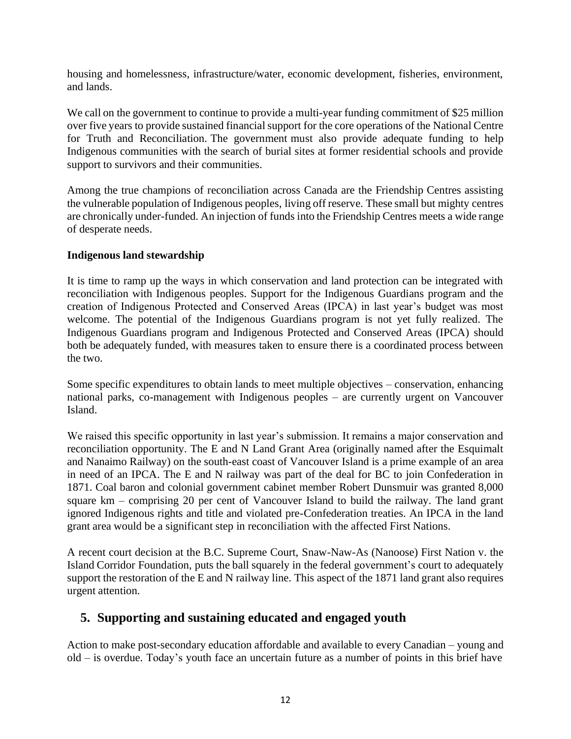housing and homelessness, infrastructure/water, economic development, fisheries, environment, and lands.

We call on the government to continue to provide a multi-year funding commitment of $25 million over five years to provide sustained financial support for the core operations of the National Centre for Truth and Reconciliation. The government must also provide adequate funding to help Indigenous communities with the search of burial sites at former residential schools and provide support to survivors and their communities.

Among the true champions of reconciliation across Canada are the Friendship Centres assisting the vulnerable population of Indigenous peoples, living off reserve. These small but mighty centres are chronically under-funded. An injection of funds into the Friendship Centres meets a wide range of desperate needs.

**Indigenous land stewardship**

It is time to ramp up the ways in which conservation and land protection can be integrated with reconciliation with Indigenous peoples. Support for the Indigenous Guardians program and the creation of Indigenous Protected and Conserved Areas (IPCA) in last year's budget was most welcome. The potential of the Indigenous Guardians program is not yet fully realized. The Indigenous Guardians program and Indigenous Protected and Conserved Areas (IPCA) should both be adequately funded, with measures taken to ensure there is a coordinated process between the two.

Some specific expenditures to obtain lands to meet multiple objectives – conservation, enhancing national parks, co-management with Indigenous peoples – are currently urgent on Vancouver Island.

We raised this specific opportunity in last year's submission. It remains a major conservation and reconciliation opportunity. The E and N Land Grant Area (originally named after the Esquimalt and Nanaimo Railway) on the south-east coast of Vancouver Island is a prime example of an area in need of an IPCA. The E and N railway was part of the deal for BC to join Confederation in 1871. Coal baron and colonial government cabinet member Robert Dunsmuir was granted 8,000 square km – comprising 20 per cent of Vancouver Island to build the railway. The land grant ignored Indigenous rights and title and violated pre-Confederation treaties. An IPCA in the land grant area would be a significant step in reconciliation with the affected First Nations.

A recent court decision at the B.C. Supreme Court, Snaw-Naw-As (Nanoose) First Nation v. the Island Corridor Foundation, puts the ball squarely in the federal government's court to adequately support the restoration of the E and N railway line. This aspect of the 1871 land grant also requires urgent attention.

## 5. Supporting and sustaining educated and engaged youth

Action to make post-secondary education affordable and available to every Canadian – young and old – is overdue. Today's youth face an uncertain future as a number of points in this brief have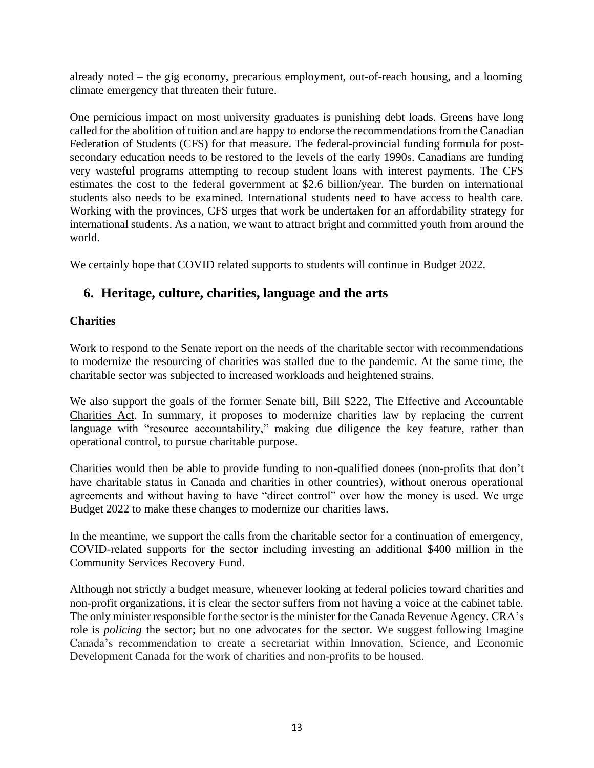already noted – the gig economy, precarious employment, out-of-reach housing, and a looming climate emergency that threaten their future.

One pernicious impact on most university graduates is punishing debt loads. Greens have long called for the abolition of tuition and are happy to endorse the recommendations from the Canadian Federation of Students (CFS) for that measure. The federal-provincial funding formula for post-secondary education needs to be restored to the levels of the early 1990s. Canadians are funding very wasteful programs attempting to recoup student loans with interest payments. The CFS estimates the cost to the federal government at $2.6 billion/year. The burden on international students also needs to be examined. International students need to have access to health care. Working with the provinces, CFS urges that work be undertaken for an affordability strategy for international students. As a nation, we want to attract bright and committed youth from around the world.

We certainly hope that COVID related supports to students will continue in Budget 2022.

## 6. Heritage, culture, charities, language and the arts

### Charities

Work to respond to the Senate report on the needs of the charitable sector with recommendations to modernize the resourcing of charities was stalled due to the pandemic. At the same time, the charitable sector was subjected to increased workloads and heightened strains.

We also support the goals of the former Senate bill, Bill S222, The Effective and Accountable Charities Act. In summary, it proposes to modernize charities law by replacing the current language with "resource accountability," making due diligence the key feature, rather than operational control, to pursue charitable purpose.

Charities would then be able to provide funding to non-qualified donees (non-profits that don't have charitable status in Canada and charities in other countries), without onerous operational agreements and without having to have "direct control" over how the money is used. We urge Budget 2022 to make these changes to modernize our charities laws.

In the meantime, we support the calls from the charitable sector for a continuation of emergency, COVID-related supports for the sector including investing an additional $400 million in the Community Services Recovery Fund.

Although not strictly a budget measure, whenever looking at federal policies toward charities and non-profit organizations, it is clear the sector suffers from not having a voice at the cabinet table. The only minister responsible for the sector is the minister for the Canada Revenue Agency. CRA's role is *policing* the sector; but no one advocates for the sector. We suggest following Imagine Canada's recommendation to create a secretariat within Innovation, Science, and Economic Development Canada for the work of charities and non-profits to be housed.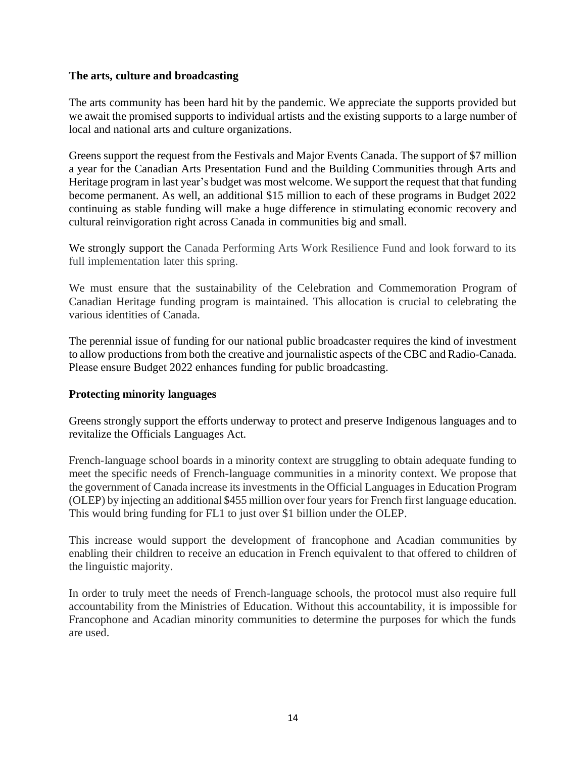### The arts, culture and broadcasting

The arts community has been hard hit by the pandemic. We appreciate the supports provided but we await the promised supports to individual artists and the existing supports to a large number of local and national arts and culture organizations.

Greens support the request from the Festivals and Major Events Canada. The support of $7 million a year for the Canadian Arts Presentation Fund and the Building Communities through Arts and Heritage program in last year's budget was most welcome. We support the request that that funding become permanent. As well, an additional $15 million to each of these programs in Budget 2022 continuing as stable funding will make a huge difference in stimulating economic recovery and cultural reinvigoration right across Canada in communities big and small.

We strongly support the Canada Performing Arts Work Resilience Fund and look forward to its full implementation later this spring.

We must ensure that the sustainability of the Celebration and Commemoration Program of Canadian Heritage funding program is maintained. This allocation is crucial to celebrating the various identities of Canada.

The perennial issue of funding for our national public broadcaster requires the kind of investment to allow productions from both the creative and journalistic aspects of the CBC and Radio-Canada. Please ensure Budget 2022 enhances funding for public broadcasting.

### Protecting minority languages

Greens strongly support the efforts underway to protect and preserve Indigenous languages and to revitalize the Officials Languages Act.

French-language school boards in a minority context are struggling to obtain adequate funding to meet the specific needs of French-language communities in a minority context. We propose that the government of Canada increase its investments in the Official Languages in Education Program (OLEP) by injecting an additional $455 million over four years for French first language education. This would bring funding for FL1 to just over $1 billion under the OLEP.

This increase would support the development of francophone and Acadian communities by enabling their children to receive an education in French equivalent to that offered to children of the linguistic majority.

In order to truly meet the needs of French-language schools, the protocol must also require full accountability from the Ministries of Education. Without this accountability, it is impossible for Francophone and Acadian minority communities to determine the purposes for which the funds are used.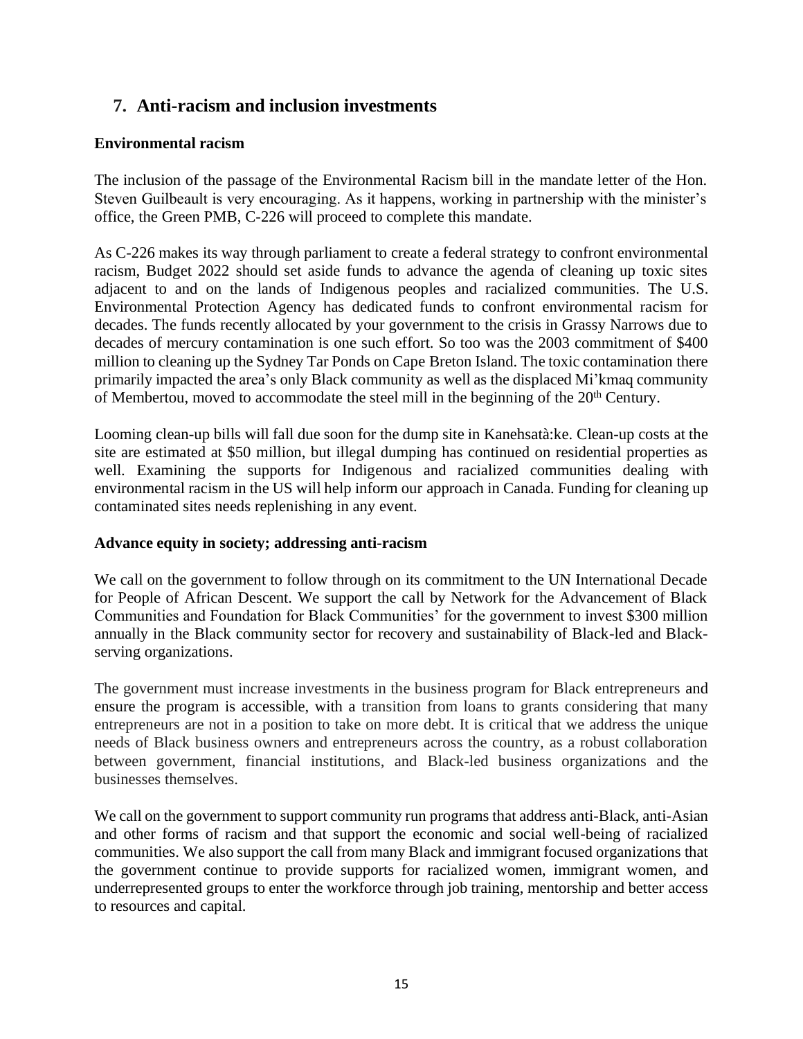## 7. Anti-racism and inclusion investments

### Environmental racism

The inclusion of the passage of the Environmental Racism bill in the mandate letter of the Hon. Steven Guilbeault is very encouraging. As it happens, working in partnership with the minister's office, the Green PMB, C-226 will proceed to complete this mandate.

As C-226 makes its way through parliament to create a federal strategy to confront environmental racism, Budget 2022 should set aside funds to advance the agenda of cleaning up toxic sites adjacent to and on the lands of Indigenous peoples and racialized communities. The U.S. Environmental Protection Agency has dedicated funds to confront environmental racism for decades. The funds recently allocated by your government to the crisis in Grassy Narrows due to decades of mercury contamination is one such effort. So too was the 2003 commitment of $400 million to cleaning up the Sydney Tar Ponds on Cape Breton Island. The toxic contamination there primarily impacted the area's only Black community as well as the displaced Mi'kmaq community of Membertou, moved to accommodate the steel mill in the beginning of the 20th Century.

Looming clean-up bills will fall due soon for the dump site in Kanehsatà:ke. Clean-up costs at the site are estimated at $50 million, but illegal dumping has continued on residential properties as well. Examining the supports for Indigenous and racialized communities dealing with environmental racism in the US will help inform our approach in Canada. Funding for cleaning up contaminated sites needs replenishing in any event.

### Advance equity in society; addressing anti-racism

We call on the government to follow through on its commitment to the UN International Decade for People of African Descent. We support the call by Network for the Advancement of Black Communities and Foundation for Black Communities' for the government to invest $300 million annually in the Black community sector for recovery and sustainability of Black-led and Black-serving organizations.

The government must increase investments in the business program for Black entrepreneurs and ensure the program is accessible, with a transition from loans to grants considering that many entrepreneurs are not in a position to take on more debt. It is critical that we address the unique needs of Black business owners and entrepreneurs across the country, as a robust collaboration between government, financial institutions, and Black-led business organizations and the businesses themselves.

We call on the government to support community run programs that address anti-Black, anti-Asian and other forms of racism and that support the economic and social well-being of racialized communities. We also support the call from many Black and immigrant focused organizations that the government continue to provide supports for racialized women, immigrant women, and underrepresented groups to enter the workforce through job training, mentorship and better access to resources and capital.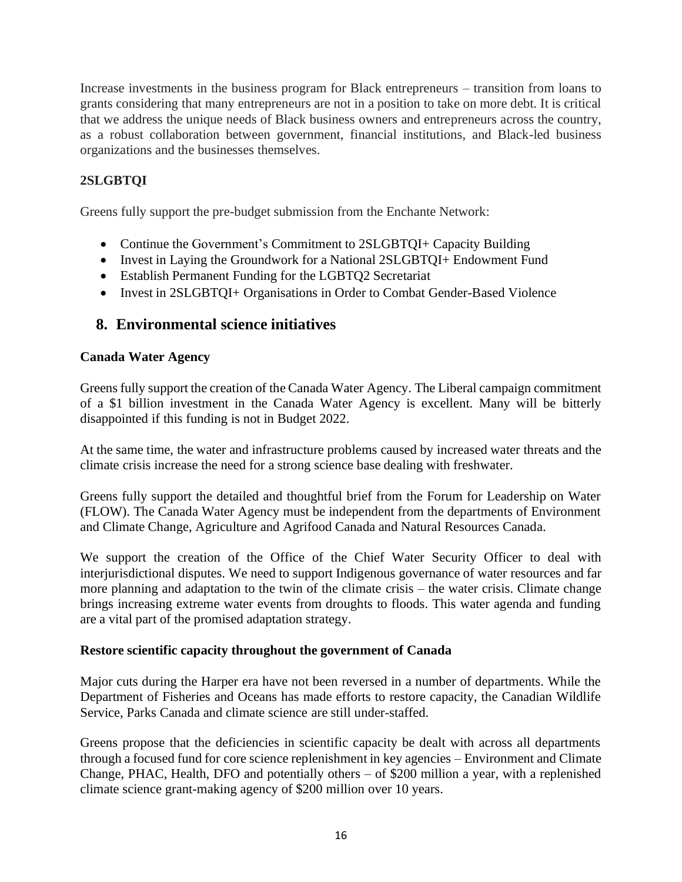Increase investments in the business program for Black entrepreneurs – transition from loans to grants considering that many entrepreneurs are not in a position to take on more debt. It is critical that we address the unique needs of Black business owners and entrepreneurs across the country, as a robust collaboration between government, financial institutions, and Black-led business organizations and the businesses themselves.

### 2SLGBTQI

Greens fully support the pre-budget submission from the Enchante Network:

- Continue the Government's Commitment to 2SLGBTQI+ Capacity Building
- Invest in Laying the Groundwork for a National 2SLGBTQI+ Endowment Fund
- Establish Permanent Funding for the LGBTQ2 Secretariat
- Invest in 2SLGBTQI+ Organisations in Order to Combat Gender-Based Violence

## 8. Environmental science initiatives

### Canada Water Agency

Greens fully support the creation of the Canada Water Agency. The Liberal campaign commitment of a $1 billion investment in the Canada Water Agency is excellent. Many will be bitterly disappointed if this funding is not in Budget 2022.

At the same time, the water and infrastructure problems caused by increased water threats and the climate crisis increase the need for a strong science base dealing with freshwater.

Greens fully support the detailed and thoughtful brief from the Forum for Leadership on Water (FLOW). The Canada Water Agency must be independent from the departments of Environment and Climate Change, Agriculture and Agrifood Canada and Natural Resources Canada.

We support the creation of the Office of the Chief Water Security Officer to deal with interjurisdictional disputes. We need to support Indigenous governance of water resources and far more planning and adaptation to the twin of the climate crisis – the water crisis. Climate change brings increasing extreme water events from droughts to floods. This water agenda and funding are a vital part of the promised adaptation strategy.

### Restore scientific capacity throughout the government of Canada

Major cuts during the Harper era have not been reversed in a number of departments. While the Department of Fisheries and Oceans has made efforts to restore capacity, the Canadian Wildlife Service, Parks Canada and climate science are still under-staffed.

Greens propose that the deficiencies in scientific capacity be dealt with across all departments through a focused fund for core science replenishment in key agencies – Environment and Climate Change, PHAC, Health, DFO and potentially others – of $200 million a year, with a replenished climate science grant-making agency of $200 million over 10 years.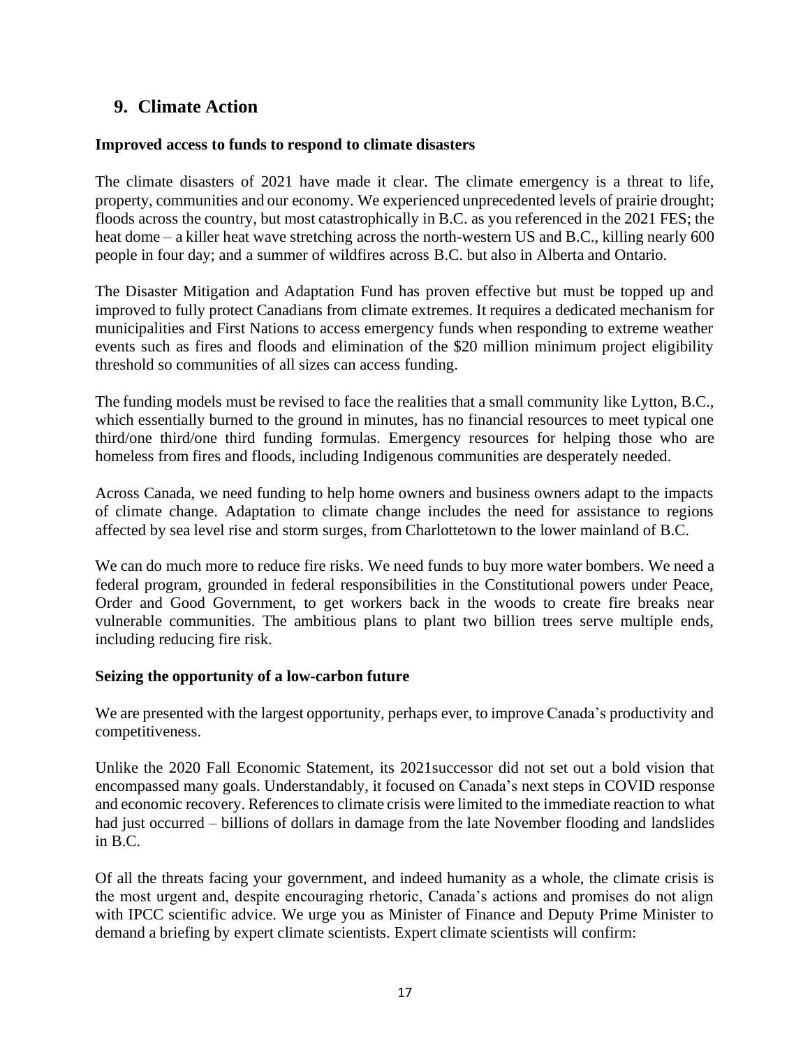## 9. Climate Action

**Improved access to funds to respond to climate disasters**

The climate disasters of 2021 have made it clear. The climate emergency is a threat to life, property, communities and our economy. We experienced unprecedented levels of prairie drought; floods across the country, but most catastrophically in B.C. as you referenced in the 2021 FES; the heat dome – a killer heat wave stretching across the north-western US and B.C., killing nearly 600 people in four day; and a summer of wildfires across B.C. but also in Alberta and Ontario.

The Disaster Mitigation and Adaptation Fund has proven effective but must be topped up and improved to fully protect Canadians from climate extremes. It requires a dedicated mechanism for municipalities and First Nations to access emergency funds when responding to extreme weather events such as fires and floods and elimination of the $20 million minimum project eligibility threshold so communities of all sizes can access funding.

The funding models must be revised to face the realities that a small community like Lytton, B.C., which essentially burned to the ground in minutes, has no financial resources to meet typical one third/one third/one third funding formulas. Emergency resources for helping those who are homeless from fires and floods, including Indigenous communities are desperately needed.

Across Canada, we need funding to help home owners and business owners adapt to the impacts of climate change. Adaptation to climate change includes the need for assistance to regions affected by sea level rise and storm surges, from Charlottetown to the lower mainland of B.C.

We can do much more to reduce fire risks. We need funds to buy more water bombers. We need a federal program, grounded in federal responsibilities in the Constitutional powers under Peace, Order and Good Government, to get workers back in the woods to create fire breaks near vulnerable communities. The ambitious plans to plant two billion trees serve multiple ends, including reducing fire risk.

**Seizing the opportunity of a low-carbon future**

We are presented with the largest opportunity, perhaps ever, to improve Canada's productivity and competitiveness.

Unlike the 2020 Fall Economic Statement, its 2021successor did not set out a bold vision that encompassed many goals. Understandably, it focused on Canada's next steps in COVID response and economic recovery. References to climate crisis were limited to the immediate reaction to what had just occurred – billions of dollars in damage from the late November flooding and landslides in B.C.

Of all the threats facing your government, and indeed humanity as a whole, the climate crisis is the most urgent and, despite encouraging rhetoric, Canada's actions and promises do not align with IPCC scientific advice. We urge you as Minister of Finance and Deputy Prime Minister to demand a briefing by expert climate scientists. Expert climate scientists will confirm: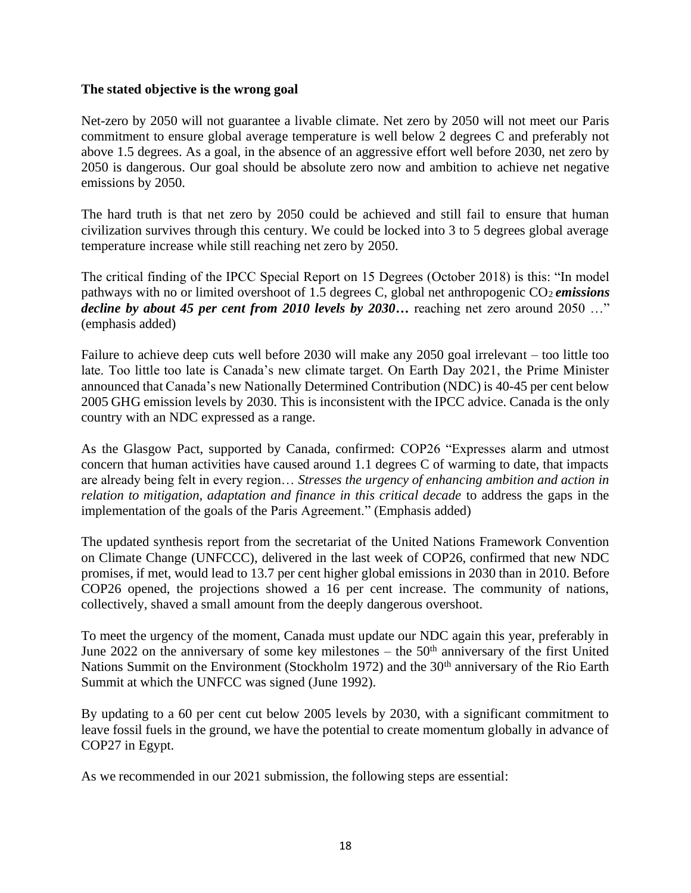**The stated objective is the wrong goal**

Net-zero by 2050 will not guarantee a livable climate. Net zero by 2050 will not meet our Paris commitment to ensure global average temperature is well below 2 degrees C and preferably not above 1.5 degrees. As a goal, in the absence of an aggressive effort well before 2030, net zero by 2050 is dangerous. Our goal should be absolute zero now and ambition to achieve net negative emissions by 2050.

The hard truth is that net zero by 2050 could be achieved and still fail to ensure that human civilization survives through this century. We could be locked into 3 to 5 degrees global average temperature increase while still reaching net zero by 2050.

The critical finding of the IPCC Special Report on 15 Degrees (October 2018) is this: "In model pathways with no or limited overshoot of 1.5 degrees C, global net anthropogenic $CO_2$ ***emissions decline by about 45 per cent from 2010 levels by 2030…*** reaching net zero around 2050 …" (emphasis added)

Failure to achieve deep cuts well before 2030 will make any 2050 goal irrelevant – too little too late. Too little too late is Canada's new climate target. On Earth Day 2021, the Prime Minister announced that Canada's new Nationally Determined Contribution (NDC) is 40-45 per cent below 2005 GHG emission levels by 2030. This is inconsistent with the IPCC advice. Canada is the only country with an NDC expressed as a range.

As the Glasgow Pact, supported by Canada, confirmed: COP26 "Expresses alarm and utmost concern that human activities have caused around 1.1 degrees C of warming to date, that impacts are already being felt in every region… *Stresses the urgency of enhancing ambition and action in relation to mitigation, adaptation and finance in this critical decade* to address the gaps in the implementation of the goals of the Paris Agreement." (Emphasis added)

The updated synthesis report from the secretariat of the United Nations Framework Convention on Climate Change (UNFCCC), delivered in the last week of COP26, confirmed that new NDC promises, if met, would lead to 13.7 per cent higher global emissions in 2030 than in 2010. Before COP26 opened, the projections showed a 16 per cent increase. The community of nations, collectively, shaved a small amount from the deeply dangerous overshoot.

To meet the urgency of the moment, Canada must update our NDC again this year, preferably in June 2022 on the anniversary of some key milestones – the 50th anniversary of the first United Nations Summit on the Environment (Stockholm 1972) and the 30th anniversary of the Rio Earth Summit at which the UNFCC was signed (June 1992).

By updating to a 60 per cent cut below 2005 levels by 2030, with a significant commitment to leave fossil fuels in the ground, we have the potential to create momentum globally in advance of COP27 in Egypt.

As we recommended in our 2021 submission, the following steps are essential: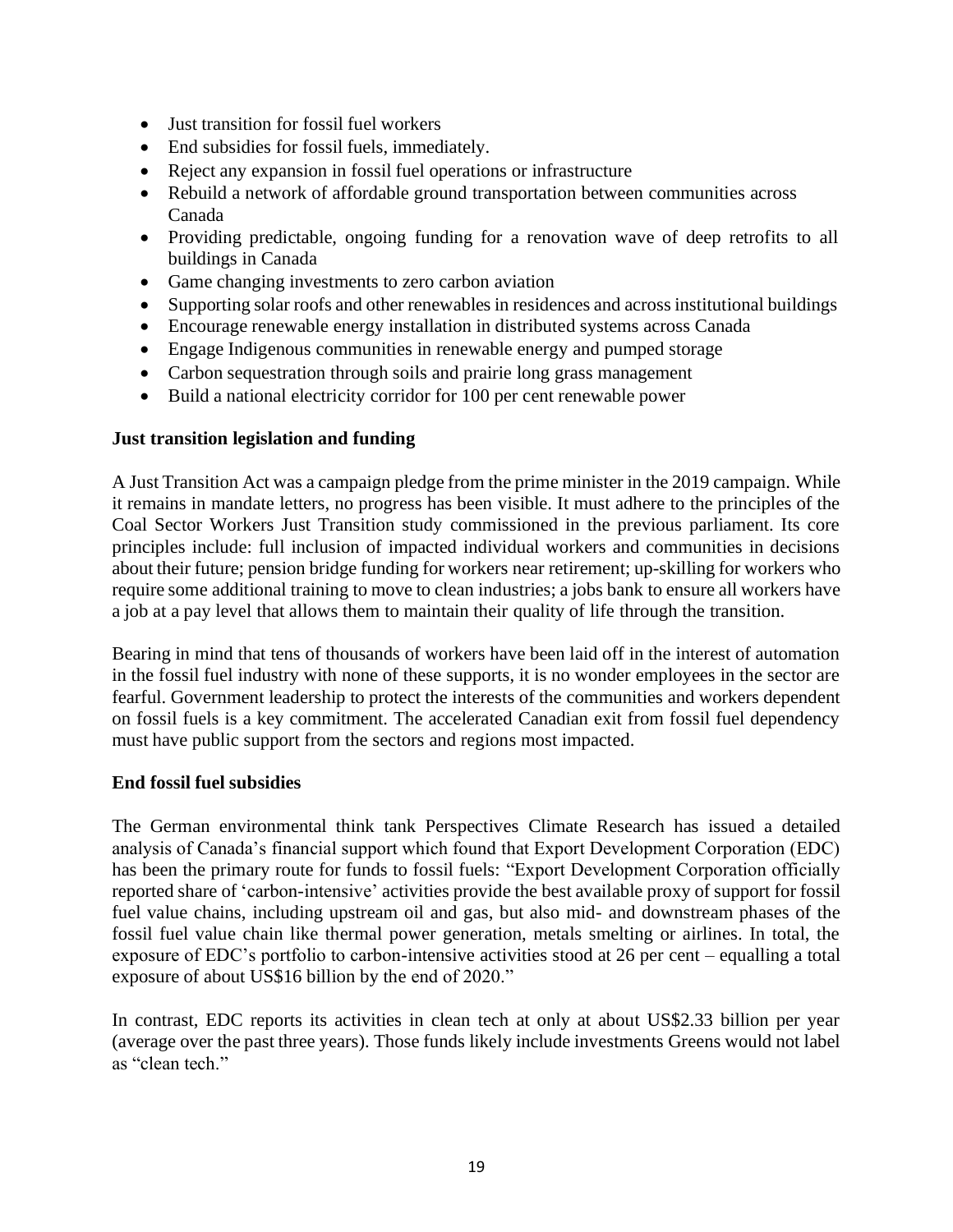- Just transition for fossil fuel workers
- End subsidies for fossil fuels, immediately.
- Reject any expansion in fossil fuel operations or infrastructure
- Rebuild a network of affordable ground transportation between communities across Canada
- Providing predictable, ongoing funding for a renovation wave of deep retrofits to all buildings in Canada
- Game changing investments to zero carbon aviation
- Supporting solar roofs and other renewables in residences and across institutional buildings
- Encourage renewable energy installation in distributed systems across Canada
- Engage Indigenous communities in renewable energy and pumped storage
- Carbon sequestration through soils and prairie long grass management
- Build a national electricity corridor for 100 per cent renewable power

**Just transition legislation and funding**

A Just Transition Act was a campaign pledge from the prime minister in the 2019 campaign. While it remains in mandate letters, no progress has been visible. It must adhere to the principles of the Coal Sector Workers Just Transition study commissioned in the previous parliament. Its core principles include: full inclusion of impacted individual workers and communities in decisions about their future; pension bridge funding for workers near retirement; up-skilling for workers who require some additional training to move to clean industries; a jobs bank to ensure all workers have a job at a pay level that allows them to maintain their quality of life through the transition.

Bearing in mind that tens of thousands of workers have been laid off in the interest of automation in the fossil fuel industry with none of these supports, it is no wonder employees in the sector are fearful. Government leadership to protect the interests of the communities and workers dependent on fossil fuels is a key commitment. The accelerated Canadian exit from fossil fuel dependency must have public support from the sectors and regions most impacted.

**End fossil fuel subsidies**

The German environmental think tank Perspectives Climate Research has issued a detailed analysis of Canada's financial support which found that Export Development Corporation (EDC) has been the primary route for funds to fossil fuels: "Export Development Corporation officially reported share of 'carbon-intensive' activities provide the best available proxy of support for fossil fuel value chains, including upstream oil and gas, but also mid- and downstream phases of the fossil fuel value chain like thermal power generation, metals smelting or airlines. In total, the exposure of EDC's portfolio to carbon-intensive activities stood at 26 per cent – equalling a total exposure of about US$16 billion by the end of 2020."

In contrast, EDC reports its activities in clean tech at only at about US$2.33 billion per year (average over the past three years). Those funds likely include investments Greens would not label as "clean tech."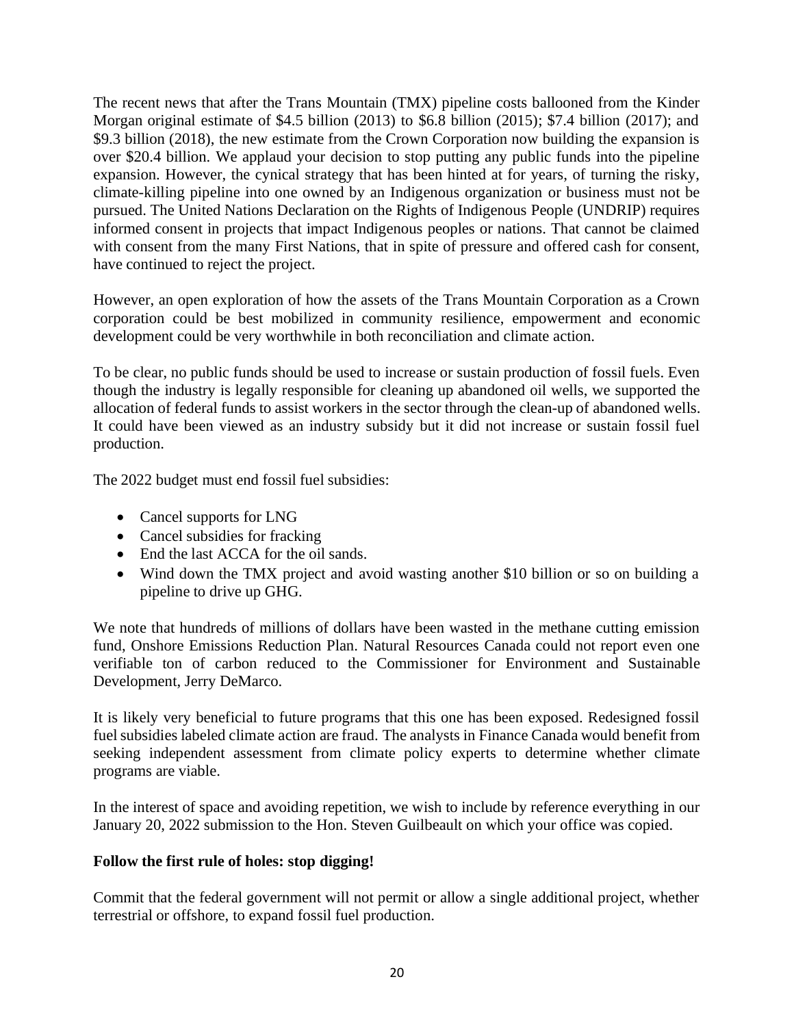The recent news that after the Trans Mountain (TMX) pipeline costs ballooned from the Kinder Morgan original estimate of $4.5 billion (2013) to $6.8 billion (2015); $7.4 billion (2017); and $9.3 billion (2018), the new estimate from the Crown Corporation now building the expansion is over $20.4 billion. We applaud your decision to stop putting any public funds into the pipeline expansion. However, the cynical strategy that has been hinted at for years, of turning the risky, climate-killing pipeline into one owned by an Indigenous organization or business must not be pursued. The United Nations Declaration on the Rights of Indigenous People (UNDRIP) requires informed consent in projects that impact Indigenous peoples or nations. That cannot be claimed with consent from the many First Nations, that in spite of pressure and offered cash for consent, have continued to reject the project.

However, an open exploration of how the assets of the Trans Mountain Corporation as a Crown corporation could be best mobilized in community resilience, empowerment and economic development could be very worthwhile in both reconciliation and climate action.

To be clear, no public funds should be used to increase or sustain production of fossil fuels. Even though the industry is legally responsible for cleaning up abandoned oil wells, we supported the allocation of federal funds to assist workers in the sector through the clean-up of abandoned wells. It could have been viewed as an industry subsidy but it did not increase or sustain fossil fuel production.

The 2022 budget must end fossil fuel subsidies:

- Cancel supports for LNG
- Cancel subsidies for fracking
- End the last ACCA for the oil sands.
- Wind down the TMX project and avoid wasting another $10 billion or so on building a pipeline to drive up GHG.

We note that hundreds of millions of dollars have been wasted in the methane cutting emission fund, Onshore Emissions Reduction Plan. Natural Resources Canada could not report even one verifiable ton of carbon reduced to the Commissioner for Environment and Sustainable Development, Jerry DeMarco.

It is likely very beneficial to future programs that this one has been exposed. Redesigned fossil fuel subsidies labeled climate action are fraud. The analysts in Finance Canada would benefit from seeking independent assessment from climate policy experts to determine whether climate programs are viable.

In the interest of space and avoiding repetition, we wish to include by reference everything in our January 20, 2022 submission to the Hon. Steven Guilbeault on which your office was copied.

**Follow the first rule of holes: stop digging!**

Commit that the federal government will not permit or allow a single additional project, whether terrestrial or offshore, to expand fossil fuel production.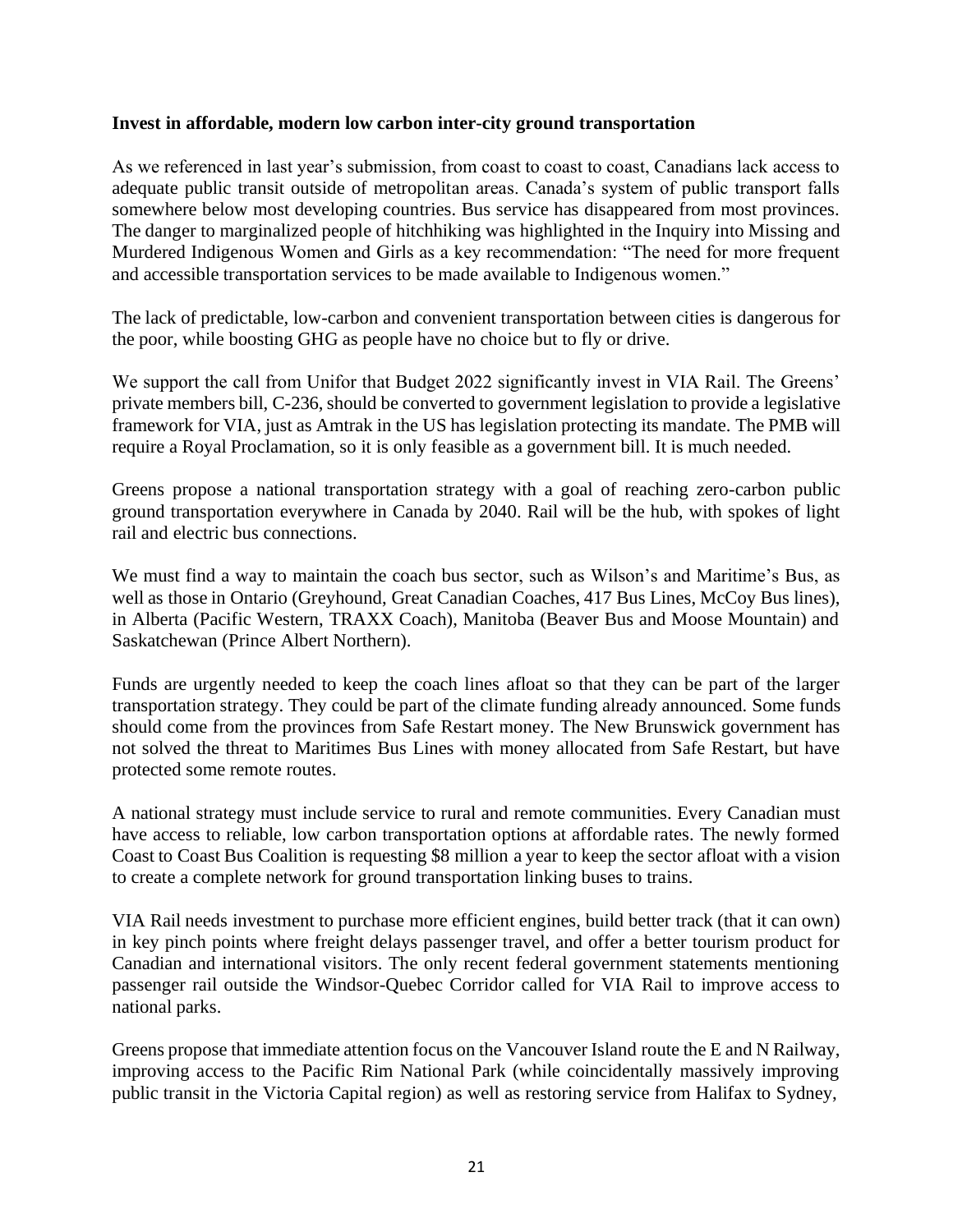**Invest in affordable, modern low carbon inter-city ground transportation**

As we referenced in last year's submission, from coast to coast to coast, Canadians lack access to adequate public transit outside of metropolitan areas. Canada's system of public transport falls somewhere below most developing countries. Bus service has disappeared from most provinces. The danger to marginalized people of hitchhiking was highlighted in the Inquiry into Missing and Murdered Indigenous Women and Girls as a key recommendation: "The need for more frequent and accessible transportation services to be made available to Indigenous women."

The lack of predictable, low-carbon and convenient transportation between cities is dangerous for the poor, while boosting GHG as people have no choice but to fly or drive.

We support the call from Unifor that Budget 2022 significantly invest in VIA Rail. The Greens' private members bill, C-236, should be converted to government legislation to provide a legislative framework for VIA, just as Amtrak in the US has legislation protecting its mandate. The PMB will require a Royal Proclamation, so it is only feasible as a government bill. It is much needed.

Greens propose a national transportation strategy with a goal of reaching zero-carbon public ground transportation everywhere in Canada by 2040. Rail will be the hub, with spokes of light rail and electric bus connections.

We must find a way to maintain the coach bus sector, such as Wilson's and Maritime's Bus, as well as those in Ontario (Greyhound, Great Canadian Coaches, 417 Bus Lines, McCoy Bus lines), in Alberta (Pacific Western, TRAXX Coach), Manitoba (Beaver Bus and Moose Mountain) and Saskatchewan (Prince Albert Northern).

Funds are urgently needed to keep the coach lines afloat so that they can be part of the larger transportation strategy. They could be part of the climate funding already announced. Some funds should come from the provinces from Safe Restart money. The New Brunswick government has not solved the threat to Maritimes Bus Lines with money allocated from Safe Restart, but have protected some remote routes.

A national strategy must include service to rural and remote communities. Every Canadian must have access to reliable, low carbon transportation options at affordable rates. The newly formed Coast to Coast Bus Coalition is requesting $8 million a year to keep the sector afloat with a vision to create a complete network for ground transportation linking buses to trains.

VIA Rail needs investment to purchase more efficient engines, build better track (that it can own) in key pinch points where freight delays passenger travel, and offer a better tourism product for Canadian and international visitors. The only recent federal government statements mentioning passenger rail outside the Windsor-Quebec Corridor called for VIA Rail to improve access to national parks.

Greens propose that immediate attention focus on the Vancouver Island route the E and N Railway, improving access to the Pacific Rim National Park (while coincidentally massively improving public transit in the Victoria Capital region) as well as restoring service from Halifax to Sydney,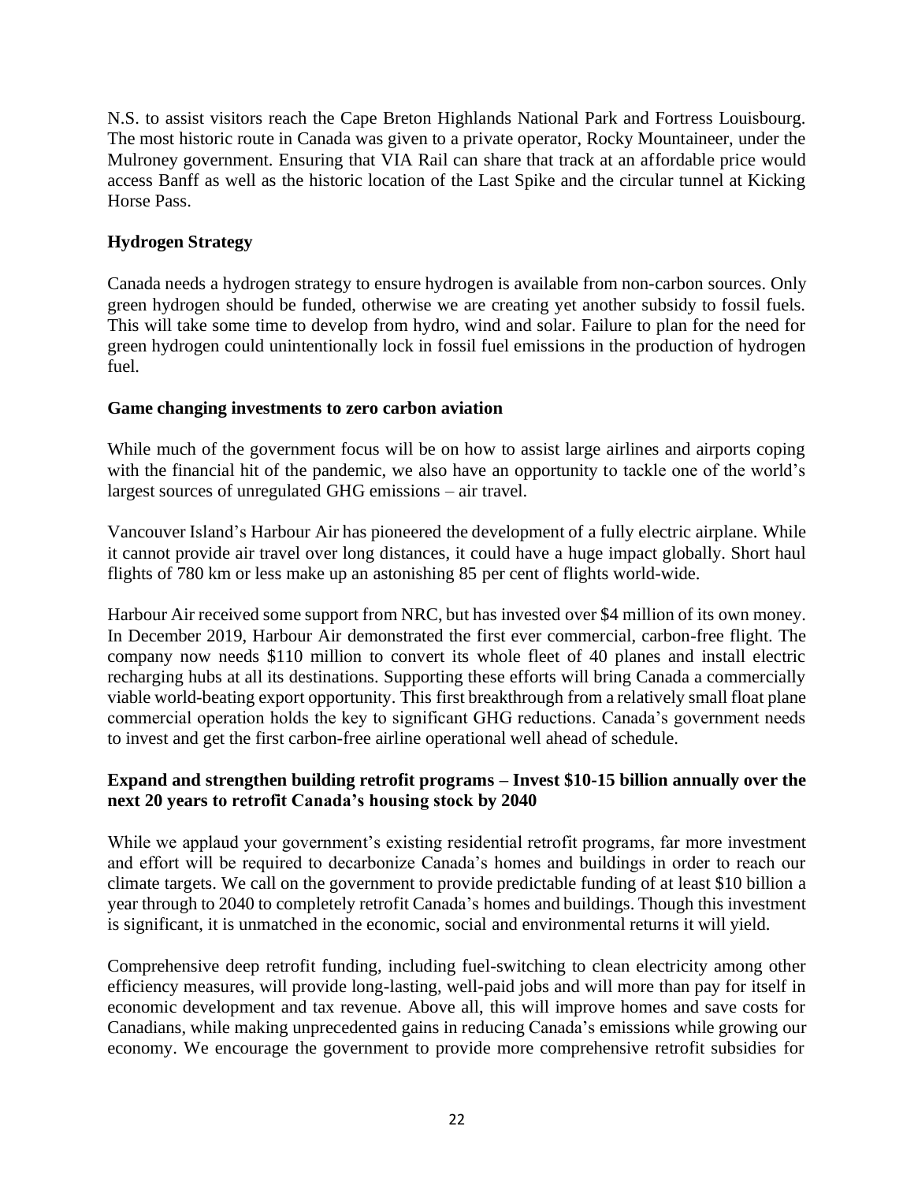N.S. to assist visitors reach the Cape Breton Highlands National Park and Fortress Louisbourg. The most historic route in Canada was given to a private operator, Rocky Mountaineer, under the Mulroney government. Ensuring that VIA Rail can share that track at an affordable price would access Banff as well as the historic location of the Last Spike and the circular tunnel at Kicking Horse Pass.

**Hydrogen Strategy**

Canada needs a hydrogen strategy to ensure hydrogen is available from non-carbon sources. Only green hydrogen should be funded, otherwise we are creating yet another subsidy to fossil fuels. This will take some time to develop from hydro, wind and solar. Failure to plan for the need for green hydrogen could unintentionally lock in fossil fuel emissions in the production of hydrogen fuel.

**Game changing investments to zero carbon aviation**

While much of the government focus will be on how to assist large airlines and airports coping with the financial hit of the pandemic, we also have an opportunity to tackle one of the world's largest sources of unregulated GHG emissions – air travel.

Vancouver Island's Harbour Air has pioneered the development of a fully electric airplane. While it cannot provide air travel over long distances, it could have a huge impact globally. Short haul flights of 780 km or less make up an astonishing 85 per cent of flights world-wide.

Harbour Air received some support from NRC, but has invested over $4 million of its own money. In December 2019, Harbour Air demonstrated the first ever commercial, carbon-free flight. The company now needs $110 million to convert its whole fleet of 40 planes and install electric recharging hubs at all its destinations. Supporting these efforts will bring Canada a commercially viable world-beating export opportunity. This first breakthrough from a relatively small float plane commercial operation holds the key to significant GHG reductions. Canada's government needs to invest and get the first carbon-free airline operational well ahead of schedule.

**Expand and strengthen building retrofit programs – Invest $10-15 billion annually over the next 20 years to retrofit Canada's housing stock by 2040**

While we applaud your government's existing residential retrofit programs, far more investment and effort will be required to decarbonize Canada's homes and buildings in order to reach our climate targets. We call on the government to provide predictable funding of at least $10 billion a year through to 2040 to completely retrofit Canada's homes and buildings. Though this investment is significant, it is unmatched in the economic, social and environmental returns it will yield.

Comprehensive deep retrofit funding, including fuel-switching to clean electricity among other efficiency measures, will provide long-lasting, well-paid jobs and will more than pay for itself in economic development and tax revenue. Above all, this will improve homes and save costs for Canadians, while making unprecedented gains in reducing Canada's emissions while growing our economy. We encourage the government to provide more comprehensive retrofit subsidies for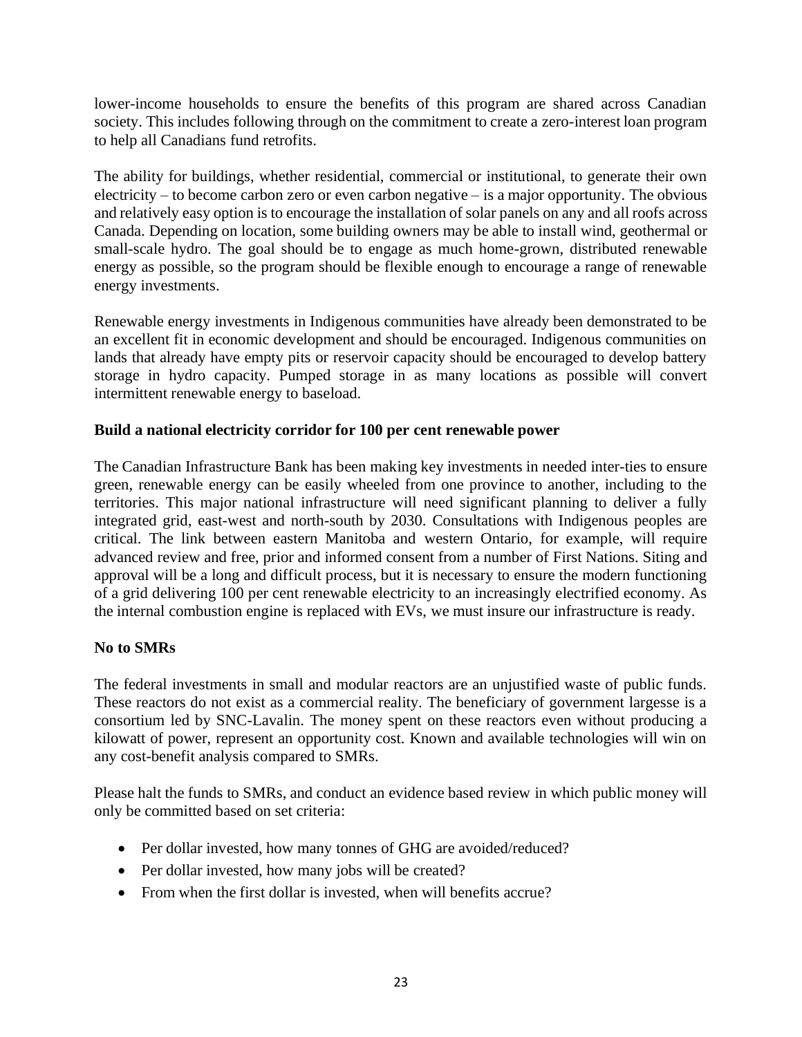lower-income households to ensure the benefits of this program are shared across Canadian society. This includes following through on the commitment to create a zero-interest loan program to help all Canadians fund retrofits.

The ability for buildings, whether residential, commercial or institutional, to generate their own electricity – to become carbon zero or even carbon negative – is a major opportunity. The obvious and relatively easy option is to encourage the installation of solar panels on any and all roofs across Canada. Depending on location, some building owners may be able to install wind, geothermal or small-scale hydro. The goal should be to engage as much home-grown, distributed renewable energy as possible, so the program should be flexible enough to encourage a range of renewable energy investments.

Renewable energy investments in Indigenous communities have already been demonstrated to be an excellent fit in economic development and should be encouraged. Indigenous communities on lands that already have empty pits or reservoir capacity should be encouraged to develop battery storage in hydro capacity. Pumped storage in as many locations as possible will convert intermittent renewable energy to baseload.

**Build a national electricity corridor for 100 per cent renewable power**

The Canadian Infrastructure Bank has been making key investments in needed inter-ties to ensure green, renewable energy can be easily wheeled from one province to another, including to the territories. This major national infrastructure will need significant planning to deliver a fully integrated grid, east-west and north-south by 2030. Consultations with Indigenous peoples are critical. The link between eastern Manitoba and western Ontario, for example, will require advanced review and free, prior and informed consent from a number of First Nations. Siting and approval will be a long and difficult process, but it is necessary to ensure the modern functioning of a grid delivering 100 per cent renewable electricity to an increasingly electrified economy. As the internal combustion engine is replaced with EVs, we must insure our infrastructure is ready.

**No to SMRs**

The federal investments in small and modular reactors are an unjustified waste of public funds. These reactors do not exist as a commercial reality. The beneficiary of government largesse is a consortium led by SNC-Lavalin. The money spent on these reactors even without producing a kilowatt of power, represent an opportunity cost. Known and available technologies will win on any cost-benefit analysis compared to SMRs.

Please halt the funds to SMRs, and conduct an evidence based review in which public money will only be committed based on set criteria:

- Per dollar invested, how many tonnes of GHG are avoided/reduced?
- Per dollar invested, how many jobs will be created?
- From when the first dollar is invested, when will benefits accrue?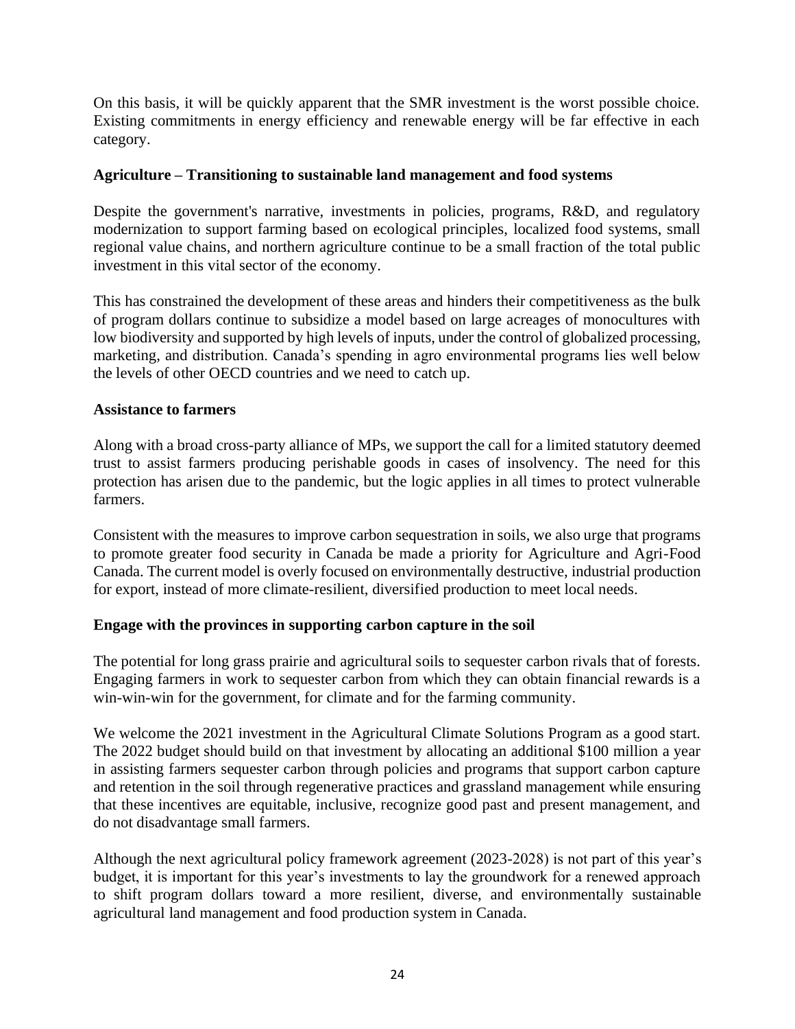On this basis, it will be quickly apparent that the SMR investment is the worst possible choice. Existing commitments in energy efficiency and renewable energy will be far effective in each category.

### Agriculture – Transitioning to sustainable land management and food systems

Despite the government's narrative, investments in policies, programs, R&D, and regulatory modernization to support farming based on ecological principles, localized food systems, small regional value chains, and northern agriculture continue to be a small fraction of the total public investment in this vital sector of the economy.

This has constrained the development of these areas and hinders their competitiveness as the bulk of program dollars continue to subsidize a model based on large acreages of monocultures with low biodiversity and supported by high levels of inputs, under the control of globalized processing, marketing, and distribution. Canada's spending in agro environmental programs lies well below the levels of other OECD countries and we need to catch up.

### Assistance to farmers

Along with a broad cross-party alliance of MPs, we support the call for a limited statutory deemed trust to assist farmers producing perishable goods in cases of insolvency. The need for this protection has arisen due to the pandemic, but the logic applies in all times to protect vulnerable farmers.

Consistent with the measures to improve carbon sequestration in soils, we also urge that programs to promote greater food security in Canada be made a priority for Agriculture and Agri-Food Canada. The current model is overly focused on environmentally destructive, industrial production for export, instead of more climate-resilient, diversified production to meet local needs.

### Engage with the provinces in supporting carbon capture in the soil

The potential for long grass prairie and agricultural soils to sequester carbon rivals that of forests. Engaging farmers in work to sequester carbon from which they can obtain financial rewards is a win-win-win for the government, for climate and for the farming community.

We welcome the 2021 investment in the Agricultural Climate Solutions Program as a good start. The 2022 budget should build on that investment by allocating an additional $100 million a year in assisting farmers sequester carbon through policies and programs that support carbon capture and retention in the soil through regenerative practices and grassland management while ensuring that these incentives are equitable, inclusive, recognize good past and present management, and do not disadvantage small farmers.

Although the next agricultural policy framework agreement (2023-2028) is not part of this year's budget, it is important for this year's investments to lay the groundwork for a renewed approach to shift program dollars toward a more resilient, diverse, and environmentally sustainable agricultural land management and food production system in Canada.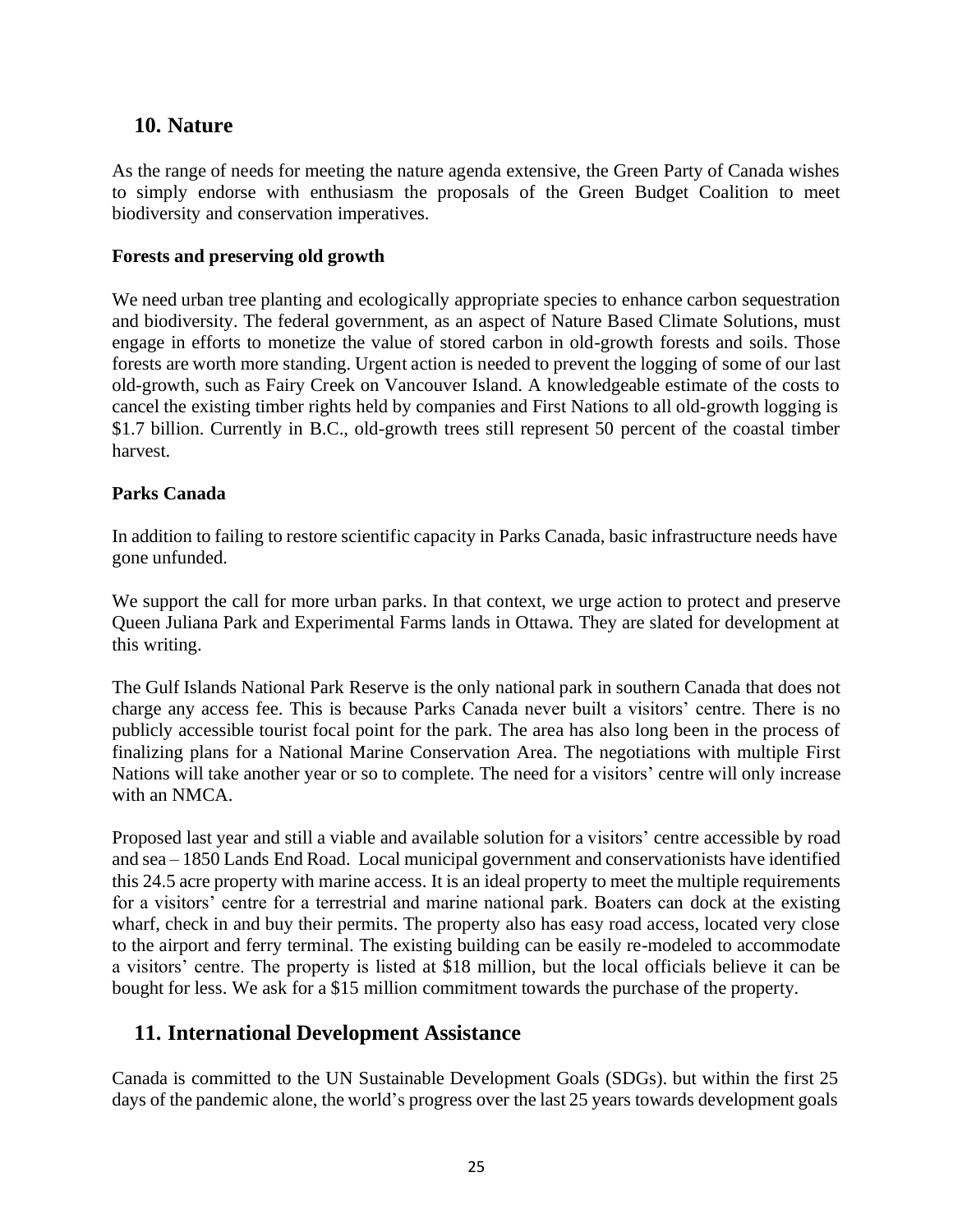## 10. Nature

As the range of needs for meeting the nature agenda extensive, the Green Party of Canada wishes to simply endorse with enthusiasm the proposals of the Green Budget Coalition to meet biodiversity and conservation imperatives.

### Forests and preserving old growth

We need urban tree planting and ecologically appropriate species to enhance carbon sequestration and biodiversity. The federal government, as an aspect of Nature Based Climate Solutions, must engage in efforts to monetize the value of stored carbon in old-growth forests and soils. Those forests are worth more standing. Urgent action is needed to prevent the logging of some of our last old-growth, such as Fairy Creek on Vancouver Island. A knowledgeable estimate of the costs to cancel the existing timber rights held by companies and First Nations to all old-growth logging is $1.7 billion. Currently in B.C., old-growth trees still represent 50 percent of the coastal timber harvest.

### Parks Canada

In addition to failing to restore scientific capacity in Parks Canada, basic infrastructure needs have gone unfunded.

We support the call for more urban parks. In that context, we urge action to protect and preserve Queen Juliana Park and Experimental Farms lands in Ottawa. They are slated for development at this writing.

The Gulf Islands National Park Reserve is the only national park in southern Canada that does not charge any access fee. This is because Parks Canada never built a visitors' centre. There is no publicly accessible tourist focal point for the park. The area has also long been in the process of finalizing plans for a National Marine Conservation Area. The negotiations with multiple First Nations will take another year or so to complete. The need for a visitors' centre will only increase with an NMCA.

Proposed last year and still a viable and available solution for a visitors' centre accessible by road and sea – 1850 Lands End Road. Local municipal government and conservationists have identified this 24.5 acre property with marine access. It is an ideal property to meet the multiple requirements for a visitors' centre for a terrestrial and marine national park. Boaters can dock at the existing wharf, check in and buy their permits. The property also has easy road access, located very close to the airport and ferry terminal. The existing building can be easily re-modeled to accommodate a visitors' centre. The property is listed at $18 million, but the local officials believe it can be bought for less. We ask for a $15 million commitment towards the purchase of the property.

## 11. International Development Assistance

Canada is committed to the UN Sustainable Development Goals (SDGs). but within the first 25 days of the pandemic alone, the world's progress over the last 25 years towards development goals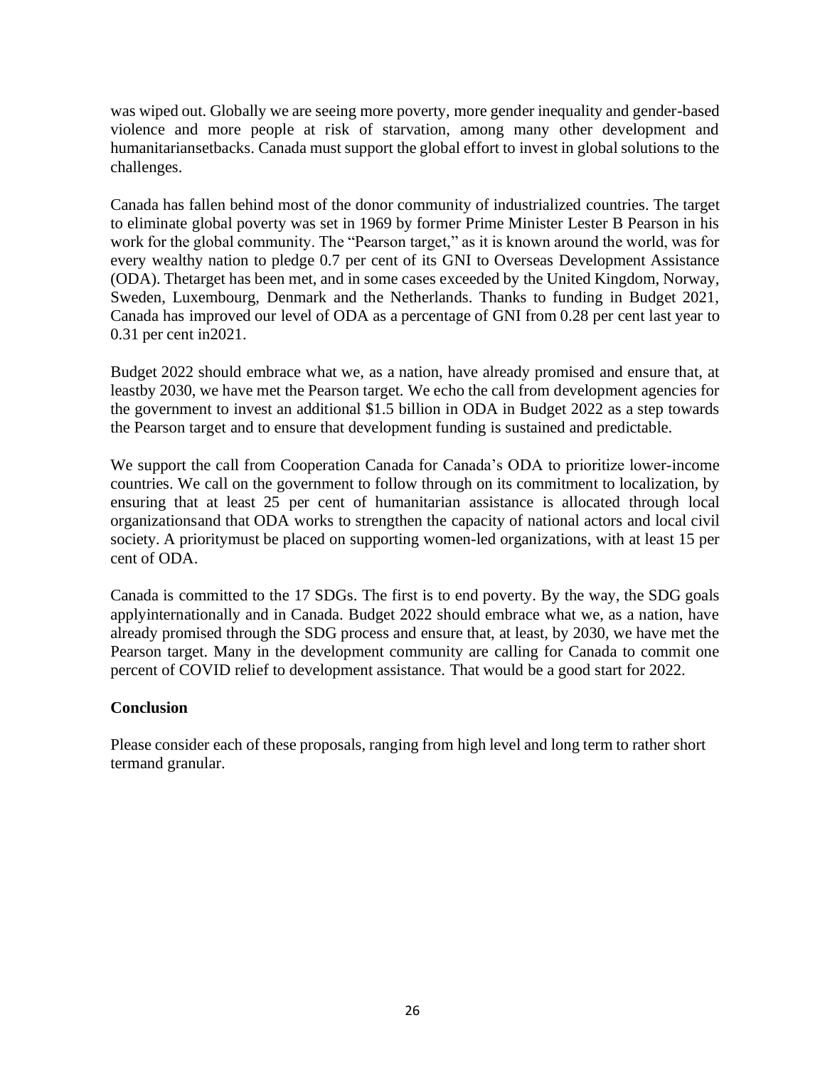was wiped out. Globally we are seeing more poverty, more gender inequality and gender-based violence and more people at risk of starvation, among many other development and humanitariansetbacks. Canada must support the global effort to invest in global solutions to the challenges.

Canada has fallen behind most of the donor community of industrialized countries. The target to eliminate global poverty was set in 1969 by former Prime Minister Lester B Pearson in his work for the global community. The "Pearson target," as it is known around the world, was for every wealthy nation to pledge 0.7 per cent of its GNI to Overseas Development Assistance (ODA). Thetarget has been met, and in some cases exceeded by the United Kingdom, Norway, Sweden, Luxembourg, Denmark and the Netherlands. Thanks to funding in Budget 2021, Canada has improved our level of ODA as a percentage of GNI from 0.28 per cent last year to 0.31 per cent in2021.

Budget 2022 should embrace what we, as a nation, have already promised and ensure that, at leastby 2030, we have met the Pearson target. We echo the call from development agencies for the government to invest an additional $1.5 billion in ODA in Budget 2022 as a step towards the Pearson target and to ensure that development funding is sustained and predictable.

We support the call from Cooperation Canada for Canada's ODA to prioritize lower-income countries. We call on the government to follow through on its commitment to localization, by ensuring that at least 25 per cent of humanitarian assistance is allocated through local organizationsand that ODA works to strengthen the capacity of national actors and local civil society. A prioritymust be placed on supporting women-led organizations, with at least 15 per cent of ODA.

Canada is committed to the 17 SDGs. The first is to end poverty. By the way, the SDG goals applyinternationally and in Canada. Budget 2022 should embrace what we, as a nation, have already promised through the SDG process and ensure that, at least, by 2030, we have met the Pearson target. Many in the development community are calling for Canada to commit one percent of COVID relief to development assistance. That would be a good start for 2022.

**Conclusion**

Please consider each of these proposals, ranging from high level and long term to rather short termand granular.